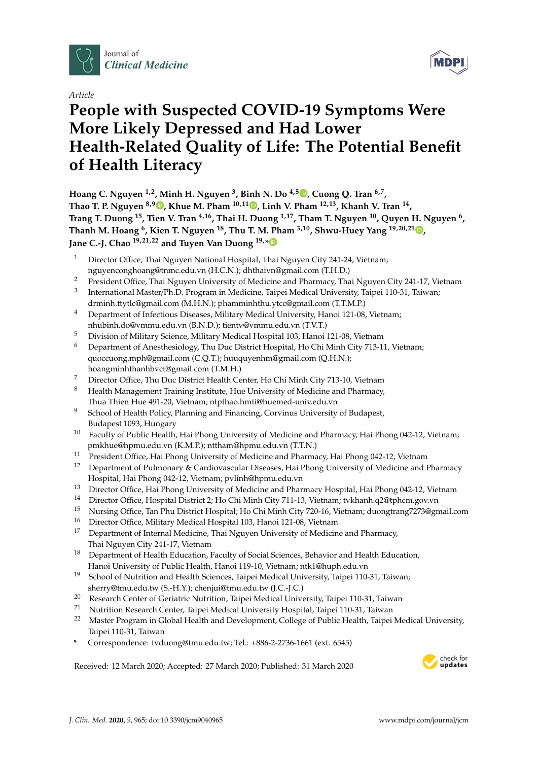Journal of *Clinical Medicine*

*Article*

# People with Suspected COVID-19 Symptoms Were More Likely Depressed and Had Lower Health-Related Quality of Life: The Potential Benefit of Health Literacy

**Hoang C. Nguyen [1,2], Minh H. Nguyen [3], Binh N. Do [4,5], Cuong Q. Tran [6,7], Thao T. P. Nguyen [8,9], Khue M. Pham [10,11], Linh V. Pham [12,13], Khanh V. Tran [14], Trang T. Duong [15], Tien V. Tran [4,16], Thai H. Duong [1,17], Tham T. Nguyen [10], Quyen H. Nguyen [6], Thanh M. Hoang [6], Kien T. Nguyen [18], Thu T. M. Pham [3,10], Shwu-Huey Yang [19,20,21], Jane C.-J. Chao [19,21,22] and Tuyen Van Duong [19,*]**

1. Director Office, Thai Nguyen National Hospital, Thai Nguyen City 241-24, Vietnam; nguyenconghoang@tnmc.edu.vn (H.C.N.); dhthaivn@gmail.com (T.H.D.)
2. President Office, Thai Nguyen University of Medicine and Pharmacy, Thai Nguyen City 241-17, Vietnam
3. International Master/Ph.D. Program in Medicine, Taipei Medical University, Taipei 110-31, Taiwan; drminh.ttytlc@gmail.com (M.H.N.); phamminhthu.ytcc@gmail.com (T.T.M.P.)
4. Department of Infectious Diseases, Military Medical University, Hanoi 121-08, Vietnam; nhubinh.do@vmmu.edu.vn (B.N.D.); tientv@vmmu.edu.vn (T.V.T.)
5. Division of Military Science, Military Medical Hospital 103, Hanoi 121-08, Vietnam
6. Department of Anesthesiology, Thu Duc District Hospital, Ho Chi Minh City 713-11, Vietnam; quoccuong.mph@gmail.com (C.Q.T.); huuquyenhm@gmail.com (Q.H.N.); hoangminhthanhbvct@gmail.com (T.M.H.)
7. Director Office, Thu Duc District Health Center, Ho Chi Minh City 713-10, Vietnam
8. Health Management Training Institute, Hue University of Medicine and Pharmacy, Thua Thien Hue 491-20, Vietnam; ntpthao.hmti@huemed-univ.edu.vn
9. School of Health Policy, Planning and Financing, Corvinus University of Budapest, Budapest 1093, Hungary
10. Faculty of Public Health, Hai Phong University of Medicine and Pharmacy, Hai Phong 042-12, Vietnam; pmkhue@hpmu.edu.vn (K.M.P.); nttham@hpmu.edu.vn (T.T.N.)
11. President Office, Hai Phong University of Medicine and Pharmacy, Hai Phong 042-12, Vietnam
12. Department of Pulmonary & Cardiovascular Diseases, Hai Phong University of Medicine and Pharmacy Hospital, Hai Phong 042-12, Vietnam; pvlinh@hpmu.edu.vn
13. Director Office, Hai Phong University of Medicine and Pharmacy Hospital, Hai Phong 042-12, Vietnam
14. Director Office, Hospital District 2; Ho Chi Minh City 711-13, Vietnam; tvkhanh.q2@tphcm.gov.vn
15. Nursing Office, Tan Phu District Hospital; Ho Chi Minh City 720-16, Vietnam; duongtrang7273@gmail.com
16. Director Office, Military Medical Hospital 103, Hanoi 121-08, Vietnam
17. Department of Internal Medicine, Thai Nguyen University of Medicine and Pharmacy, Thai Nguyen City 241-17, Vietnam
18. Department of Health Education, Faculty of Social Sciences, Behavior and Health Education, Hanoi University of Public Health, Hanoi 119-10, Vietnam; ntk1@huph.edu.vn
19. School of Nutrition and Health Sciences, Taipei Medical University, Taipei 110-31, Taiwan; sherry@tmu.edu.tw (S.-H.Y.); chenjui@tmu.edu.tw (J.C.-J.C.)
20. Research Center of Geriatric Nutrition, Taipei Medical University, Taipei 110-31, Taiwan
21. Nutrition Research Center, Taipei Medical University Hospital, Taipei 110-31, Taiwan
22. Master Program in Global Health and Development, College of Public Health, Taipei Medical University, Taipei 110-31, Taiwan

\* Correspondence: tvduong@tmu.edu.tw; Tel.: +886-2-2736-1661 (ext. 6545)

Received: 12 March 2020; Accepted: 27 March 2020; Published: 31 March 2020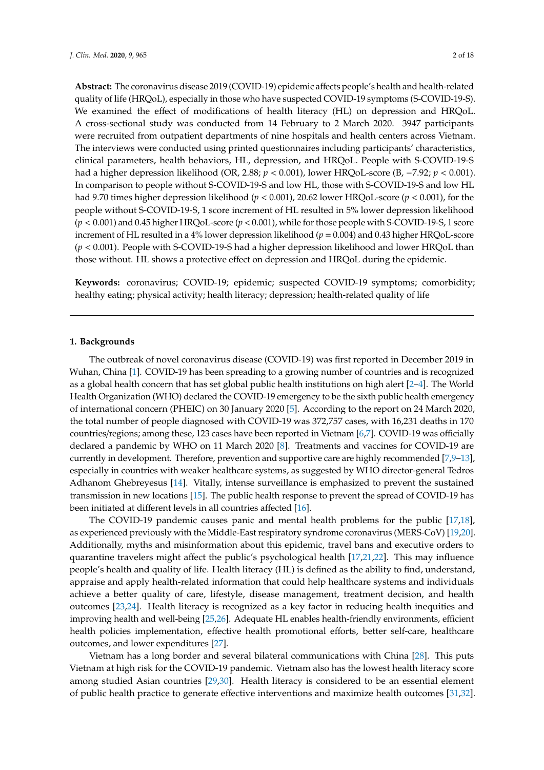**Abstract:** The coronavirus disease 2019 (COVID-19) epidemic affects people's health and health-related quality of life (HRQoL), especially in those who have suspected COVID-19 symptoms (S-COVID-19-S). We examined the effect of modifications of health literacy (HL) on depression and HRQoL. A cross-sectional study was conducted from 14 February to 2 March 2020. 3947 participants were recruited from outpatient departments of nine hospitals and health centers across Vietnam. The interviews were conducted using printed questionnaires including participants' characteristics, clinical parameters, health behaviors, HL, depression, and HRQoL. People with S-COVID-19-S had a higher depression likelihood (OR, 2.88; $p < 0.001$), lower HRQoL-score (B, −7.92; $p < 0.001$). In comparison to people without S-COVID-19-S and low HL, those with S-COVID-19-S and low HL had 9.70 times higher depression likelihood ($p < 0.001$), 20.62 lower HRQoL-score ($p < 0.001$), for the people without S-COVID-19-S, 1 score increment of HL resulted in 5% lower depression likelihood ($p < 0.001$) and 0.45 higher HRQoL-score ($p < 0.001$), while for those people with S-COVID-19-S, 1 score increment of HL resulted in a 4% lower depression likelihood ($p = 0.004$) and 0.43 higher HRQoL-score ($p < 0.001$). People with S-COVID-19-S had a higher depression likelihood and lower HRQoL than those without. HL shows a protective effect on depression and HRQoL during the epidemic.

**Keywords:** coronavirus; COVID-19; epidemic; suspected COVID-19 symptoms; comorbidity; healthy eating; physical activity; health literacy; depression; health-related quality of life

## 1. Backgrounds

The outbreak of novel coronavirus disease (COVID-19) was first reported in December 2019 in Wuhan, China [1]. COVID-19 has been spreading to a growing number of countries and is recognized as a global health concern that has set global public health institutions on high alert [2–4]. The World Health Organization (WHO) declared the COVID-19 emergency to be the sixth public health emergency of international concern (PHEIC) on 30 January 2020 [5]. According to the report on 24 March 2020, the total number of people diagnosed with COVID-19 was 372,757 cases, with 16,231 deaths in 170 countries/regions; among these, 123 cases have been reported in Vietnam [6,7]. COVID-19 was officially declared a pandemic by WHO on 11 March 2020 [8]. Treatments and vaccines for COVID-19 are currently in development. Therefore, prevention and supportive care are highly recommended [7,9–13], especially in countries with weaker healthcare systems, as suggested by WHO director-general Tedros Adhanom Ghebreyesus [14]. Vitally, intense surveillance is emphasized to prevent the sustained transmission in new locations [15]. The public health response to prevent the spread of COVID-19 has been initiated at different levels in all countries affected [16].

The COVID-19 pandemic causes panic and mental health problems for the public [17,18], as experienced previously with the Middle-East respiratory syndrome coronavirus (MERS-CoV) [19,20]. Additionally, myths and misinformation about this epidemic, travel bans and executive orders to quarantine travelers might affect the public's psychological health [17,21,22]. This may influence people's health and quality of life. Health literacy (HL) is defined as the ability to find, understand, appraise and apply health-related information that could help healthcare systems and individuals achieve a better quality of care, lifestyle, disease management, treatment decision, and health outcomes [23,24]. Health literacy is recognized as a key factor in reducing health inequities and improving health and well-being [25,26]. Adequate HL enables health-friendly environments, efficient health policies implementation, effective health promotional efforts, better self-care, healthcare outcomes, and lower expenditures [27].

Vietnam has a long border and several bilateral communications with China [28]. This puts Vietnam at high risk for the COVID-19 pandemic. Vietnam also has the lowest health literacy score among studied Asian countries [29,30]. Health literacy is considered to be an essential element of public health practice to generate effective interventions and maximize health outcomes [31,32].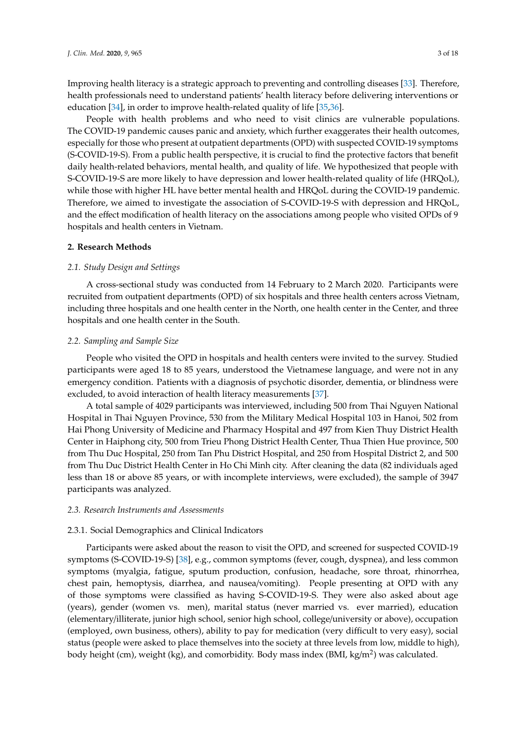Improving health literacy is a strategic approach to preventing and controlling diseases [33]. Therefore, health professionals need to understand patients' health literacy before delivering interventions or education [34], in order to improve health-related quality of life [35,36].

People with health problems and who need to visit clinics are vulnerable populations. The COVID-19 pandemic causes panic and anxiety, which further exaggerates their health outcomes, especially for those who present at outpatient departments (OPD) with suspected COVID-19 symptoms (S-COVID-19-S). From a public health perspective, it is crucial to find the protective factors that benefit daily health-related behaviors, mental health, and quality of life. We hypothesized that people with S-COVID-19-S are more likely to have depression and lower health-related quality of life (HRQoL), while those with higher HL have better mental health and HRQoL during the COVID-19 pandemic. Therefore, we aimed to investigate the association of S-COVID-19-S with depression and HRQoL, and the effect modification of health literacy on the associations among people who visited OPDs of 9 hospitals and health centers in Vietnam.

## 2. Research Methods

### *2.1. Study Design and Settings*

A cross-sectional study was conducted from 14 February to 2 March 2020. Participants were recruited from outpatient departments (OPD) of six hospitals and three health centers across Vietnam, including three hospitals and one health center in the North, one health center in the Center, and three hospitals and one health center in the South.

### *2.2. Sampling and Sample Size*

People who visited the OPD in hospitals and health centers were invited to the survey. Studied participants were aged 18 to 85 years, understood the Vietnamese language, and were not in any emergency condition. Patients with a diagnosis of psychotic disorder, dementia, or blindness were excluded, to avoid interaction of health literacy measurements [37].

A total sample of 4029 participants was interviewed, including 500 from Thai Nguyen National Hospital in Thai Nguyen Province, 530 from the Military Medical Hospital 103 in Hanoi, 502 from Hai Phong University of Medicine and Pharmacy Hospital and 497 from Kien Thuy District Health Center in Haiphong city, 500 from Trieu Phong District Health Center, Thua Thien Hue province, 500 from Thu Duc Hospital, 250 from Tan Phu District Hospital, and 250 from Hospital District 2, and 500 from Thu Duc District Health Center in Ho Chi Minh city. After cleaning the data (82 individuals aged less than 18 or above 85 years, or with incomplete interviews, were excluded), the sample of 3947 participants was analyzed.

### *2.3. Research Instruments and Assessments*

#### 2.3.1. Social Demographics and Clinical Indicators

Participants were asked about the reason to visit the OPD, and screened for suspected COVID-19 symptoms (S-COVID-19-S) [38], e.g., common symptoms (fever, cough, dyspnea), and less common symptoms (myalgia, fatigue, sputum production, confusion, headache, sore throat, rhinorrhea, chest pain, hemoptysis, diarrhea, and nausea/vomiting). People presenting at OPD with any of those symptoms were classified as having S-COVID-19-S. They were also asked about age (years), gender (women vs. men), marital status (never married vs. ever married), education (elementary/illiterate, junior high school, senior high school, college/university or above), occupation (employed, own business, others), ability to pay for medication (very difficult to very easy), social status (people were asked to place themselves into the society at three levels from low, middle to high), body height (cm), weight (kg), and comorbidity. Body mass index (BMI, kg/$m^2$) was calculated.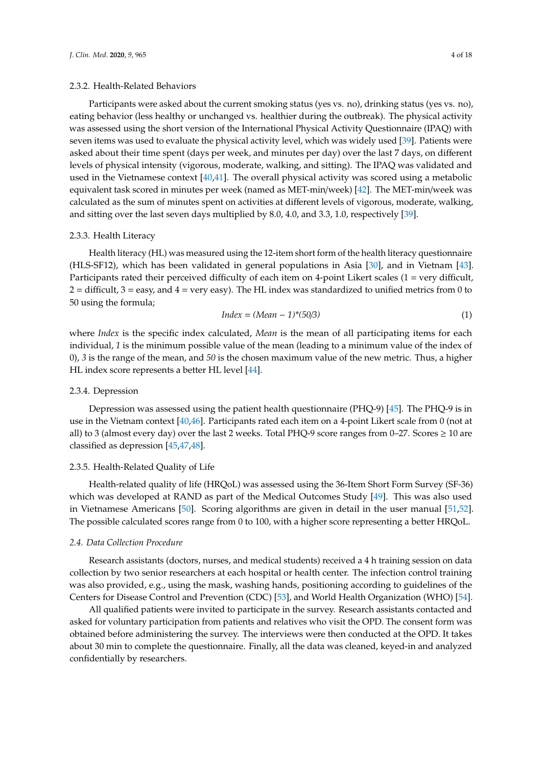#### 2.3.2. Health-Related Behaviors

Participants were asked about the current smoking status (yes vs. no), drinking status (yes vs. no), eating behavior (less healthy or unchanged vs. healthier during the outbreak). The physical activity was assessed using the short version of the International Physical Activity Questionnaire (IPAQ) with seven items was used to evaluate the physical activity level, which was widely used [39]. Patients were asked about their time spent (days per week, and minutes per day) over the last 7 days, on different levels of physical intensity (vigorous, moderate, walking, and sitting). The IPAQ was validated and used in the Vietnamese context [40,41]. The overall physical activity was scored using a metabolic equivalent task scored in minutes per week (named as MET-min/week) [42]. The MET-min/week was calculated as the sum of minutes spent on activities at different levels of vigorous, moderate, walking, and sitting over the last seven days multiplied by 8.0, 4.0, and 3.3, 1.0, respectively [39].

#### 2.3.3. Health Literacy

Health literacy (HL) was measured using the 12-item short form of the health literacy questionnaire (HLS-SF12), which has been validated in general populations in Asia [30], and in Vietnam [43]. Participants rated their perceived difficulty of each item on 4-point Likert scales (1 = very difficult, 2 = difficult, 3 = easy, and 4 = very easy). The HL index was standardized to unified metrics from 0 to 50 using the formula;

$$Index = (Mean - 1)*(50/3) \quad (1)$$

where *Index* is the specific index calculated, *Mean* is the mean of all participating items for each individual, *1* is the minimum possible value of the mean (leading to a minimum value of the index of 0), *3* is the range of the mean, and *50* is the chosen maximum value of the new metric. Thus, a higher HL index score represents a better HL level [44].

#### 2.3.4. Depression

Depression was assessed using the patient health questionnaire (PHQ-9) [45]. The PHQ-9 is in use in the Vietnam context [40,46]. Participants rated each item on a 4-point Likert scale from 0 (not at all) to 3 (almost every day) over the last 2 weeks. Total PHQ-9 score ranges from 0–27. Scores ≥ 10 are classified as depression [45,47,48].

#### 2.3.5. Health-Related Quality of Life

Health-related quality of life (HRQoL) was assessed using the 36-Item Short Form Survey (SF-36) which was developed at RAND as part of the Medical Outcomes Study [49]. This was also used in Vietnamese Americans [50]. Scoring algorithms are given in detail in the user manual [51,52]. The possible calculated scores range from 0 to 100, with a higher score representing a better HRQoL.

### *2.4. Data Collection Procedure*

Research assistants (doctors, nurses, and medical students) received a 4 h training session on data collection by two senior researchers at each hospital or health center. The infection control training was also provided, e.g., using the mask, washing hands, positioning according to guidelines of the Centers for Disease Control and Prevention (CDC) [53], and World Health Organization (WHO) [54].

All qualified patients were invited to participate in the survey. Research assistants contacted and asked for voluntary participation from patients and relatives who visit the OPD. The consent form was obtained before administering the survey. The interviews were then conducted at the OPD. It takes about 30 min to complete the questionnaire. Finally, all the data was cleaned, keyed-in and analyzed confidentially by researchers.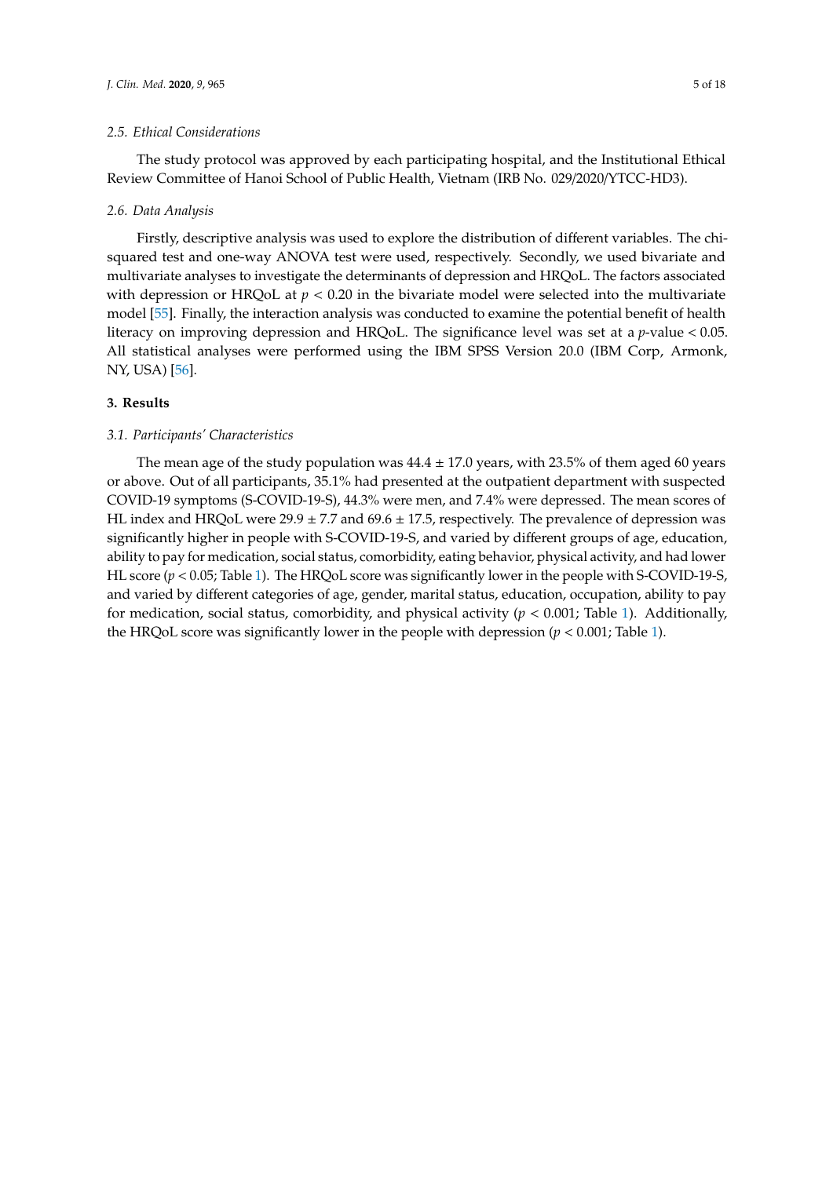### 2.5. Ethical Considerations

The study protocol was approved by each participating hospital, and the Institutional Ethical Review Committee of Hanoi School of Public Health, Vietnam (IRB No. 029/2020/YTCC-HD3).

### 2.6. Data Analysis

Firstly, descriptive analysis was used to explore the distribution of different variables. The chi-squared test and one-way ANOVA test were used, respectively. Secondly, we used bivariate and multivariate analyses to investigate the determinants of depression and HRQoL. The factors associated with depression or HRQoL at $p < 0.20$ in the bivariate model were selected into the multivariate model [55]. Finally, the interaction analysis was conducted to examine the potential benefit of health literacy on improving depression and HRQoL. The significance level was set at a $p$-value < 0.05. All statistical analyses were performed using the IBM SPSS Version 20.0 (IBM Corp, Armonk, NY, USA) [56].

## 3. Results

### 3.1. Participants' Characteristics

The mean age of the study population was 44.4 ± 17.0 years, with 23.5% of them aged 60 years or above. Out of all participants, 35.1% had presented at the outpatient department with suspected COVID-19 symptoms (S-COVID-19-S), 44.3% were men, and 7.4% were depressed. The mean scores of HL index and HRQoL were 29.9 ± 7.7 and 69.6 ± 17.5, respectively. The prevalence of depression was significantly higher in people with S-COVID-19-S, and varied by different groups of age, education, ability to pay for medication, social status, comorbidity, eating behavior, physical activity, and had lower HL score ($p < 0.05$; Table 1). The HRQoL score was significantly lower in the people with S-COVID-19-S, and varied by different categories of age, gender, marital status, education, occupation, ability to pay for medication, social status, comorbidity, and physical activity ($p < 0.001$; Table 1). Additionally, the HRQoL score was significantly lower in the people with depression ($p < 0.001$; Table 1).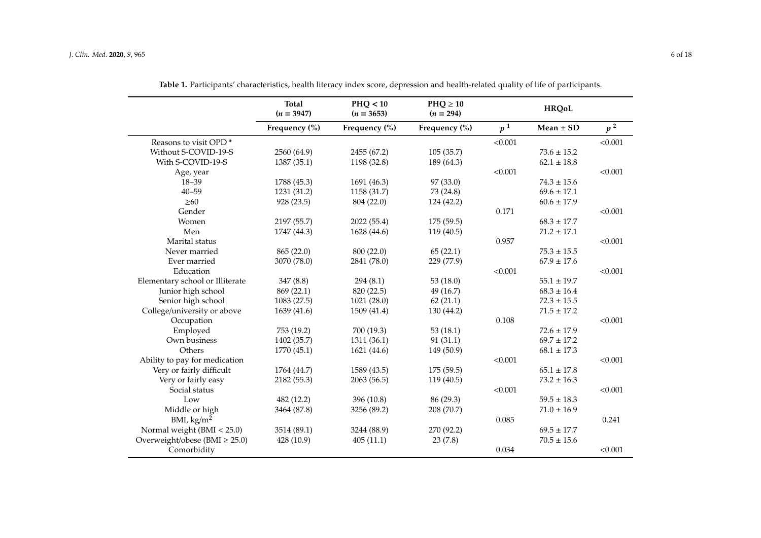**Table 1.** Participants' characteristics, health literacy index score, depression and health-related quality of life of participants.

| | Total ($n$ = 3947) | PHQ < 10 ($n$ = 3653) | PHQ ≥ 10 ($n$ = 294) | | HRQoL | |
|---|---|---|---|---|---|---|
| | Frequency (%) | Frequency (%) | Frequency (%) | $p^1$ | Mean ± SD | $p^2$ |
| Reasons to visit OPD * | | | | <0.001 | | <0.001 |
| Without S-COVID-19-S | 2560 (64.9) | 2455 (67.2) | 105 (35.7) | | 73.6 ± 15.2 | |
| With S-COVID-19-S | 1387 (35.1) | 1198 (32.8) | 189 (64.3) | | 62.1 ± 18.8 | |
| Age, year | | | | <0.001 | | <0.001 |
| 18–39 | 1788 (45.3) | 1691 (46.3) | 97 (33.0) | | 74.3 ± 15.6 | |
| 40–59 | 1231 (31.2) | 1158 (31.7) | 73 (24.8) | | 69.6 ± 17.1 | |
| ≥60 | 928 (23.5) | 804 (22.0) | 124 (42.2) | | 60.6 ± 17.9 | |
| Gender | | | | 0.171 | | <0.001 |
| Women | 2197 (55.7) | 2022 (55.4) | 175 (59.5) | | 68.3 ± 17.7 | |
| Men | 1747 (44.3) | 1628 (44.6) | 119 (40.5) | | 71.2 ± 17.1 | |
| Marital status | | | | 0.957 | | <0.001 |
| Never married | 865 (22.0) | 800 (22.0) | 65 (22.1) | | 75.3 ± 15.5 | |
| Ever married | 3070 (78.0) | 2841 (78.0) | 229 (77.9) | | 67.9 ± 17.6 | |
| Education | | | | <0.001 | | <0.001 |
| Elementary school or Illiterate | 347 (8.8) | 294 (8.1) | 53 (18.0) | | 55.1 ± 19.7 | |
| Junior high school | 869 (22.1) | 820 (22.5) | 49 (16.7) | | 68.3 ± 16.4 | |
| Senior high school | 1083 (27.5) | 1021 (28.0) | 62 (21.1) | | 72.3 ± 15.5 | |
| College/university or above | 1639 (41.6) | 1509 (41.4) | 130 (44.2) | | 71.5 ± 17.2 | |
| Occupation | | | | 0.108 | | <0.001 |
| Employed | 753 (19.2) | 700 (19.3) | 53 (18.1) | | 72.6 ± 17.9 | |
| Own business | 1402 (35.7) | 1311 (36.1) | 91 (31.1) | | 69.7 ± 17.2 | |
| Others | 1770 (45.1) | 1621 (44.6) | 149 (50.9) | | 68.1 ± 17.3 | |
| Ability to pay for medication | | | | <0.001 | | <0.001 |
| Very or fairly difficult | 1764 (44.7) | 1589 (43.5) | 175 (59.5) | | 65.1 ± 17.8 | |
| Very or fairly easy | 2182 (55.3) | 2063 (56.5) | 119 (40.5) | | 73.2 ± 16.3 | |
| Social status | | | | <0.001 | | <0.001 |
| Low | 482 (12.2) | 396 (10.8) | 86 (29.3) | | 59.5 ± 18.3 | |
| Middle or high | 3464 (87.8) | 3256 (89.2) | 208 (70.7) | | 71.0 ± 16.9 | |
| BMI, kg/m$^2$ | | | | 0.085 | | 0.241 |
| Normal weight (BMI < 25.0) | 3514 (89.1) | 3244 (88.9) | 270 (92.2) | | 69.5 ± 17.7 | |
| Overweight/obese (BMI ≥ 25.0) | 428 (10.9) | 405 (11.1) | 23 (7.8) | | 70.5 ± 15.6 | |
| Comorbidity | | | | 0.034 | | <0.001 |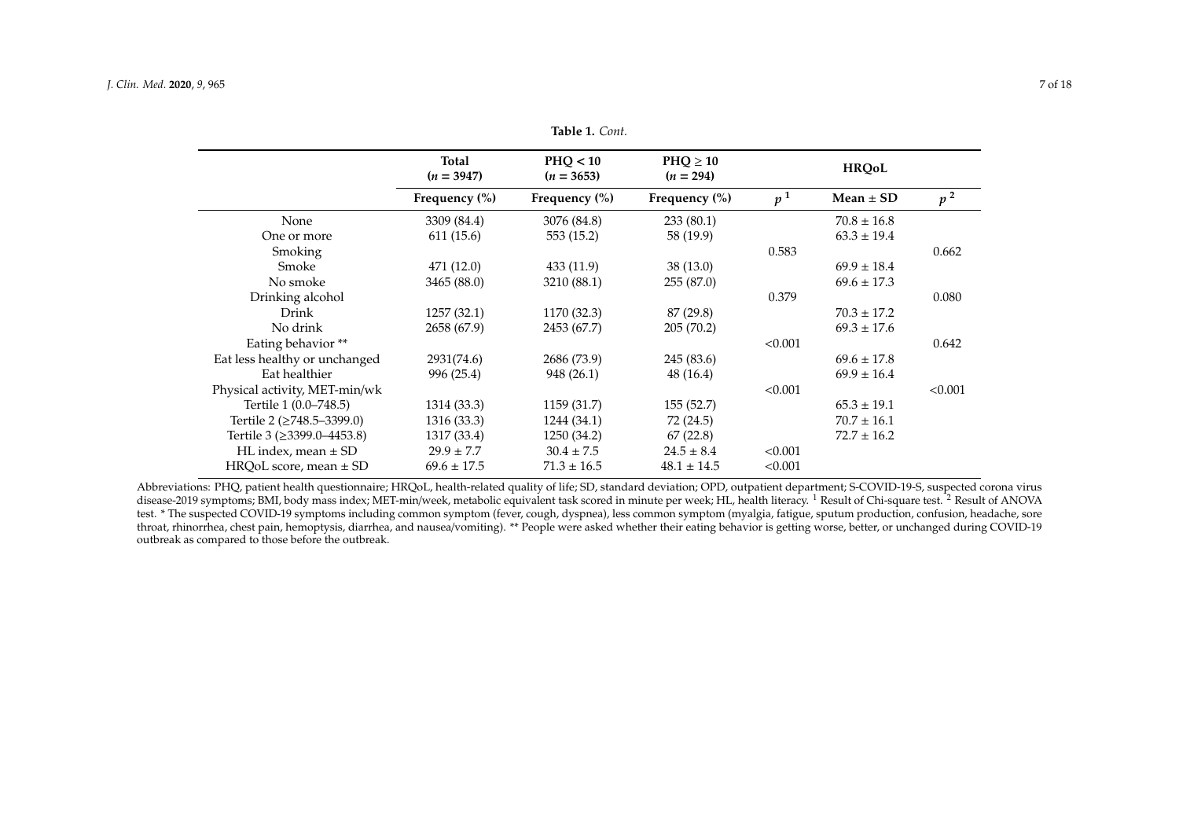**Table 1.** *Cont.*

| | Total ($n$ = 3947) | PHQ < 10 ($n$ = 3653) | PHQ ≥ 10 ($n$ = 294) | | HRQoL | |
|---|---|---|---|---|---|---|
| | Frequency (%) | Frequency (%) | Frequency (%) | $p$ [1] | Mean ± SD | $p$ [2] |
| None | 3309 (84.4) | 3076 (84.8) | 233 (80.1) | | 70.8 ± 16.8 | |
| One or more | 611 (15.6) | 553 (15.2) | 58 (19.9) | | 63.3 ± 19.4 | |
| Smoking | | | | 0.583 | | 0.662 |
| Smoke | 471 (12.0) | 433 (11.9) | 38 (13.0) | | 69.9 ± 18.4 | |
| No smoke | 3465 (88.0) | 3210 (88.1) | 255 (87.0) | | 69.6 ± 17.3 | |
| Drinking alcohol | | | | 0.379 | | 0.080 |
| Drink | 1257 (32.1) | 1170 (32.3) | 87 (29.8) | | 70.3 ± 17.2 | |
| No drink | 2658 (67.9) | 2453 (67.7) | 205 (70.2) | | 69.3 ± 17.6 | |
| Eating behavior ** | | | | <0.001 | | 0.642 |
| Eat less healthy or unchanged | 2931(74.6) | 2686 (73.9) | 245 (83.6) | | 69.6 ± 17.8 | |
| Eat healthier | 996 (25.4) | 948 (26.1) | 48 (16.4) | | 69.9 ± 16.4 | |
| Physical activity, MET-min/wk | | | | <0.001 | | <0.001 |
| Tertile 1 (0.0–748.5) | 1314 (33.3) | 1159 (31.7) | 155 (52.7) | | 65.3 ± 19.1 | |
| Tertile 2 (≥748.5–3399.0) | 1316 (33.3) | 1244 (34.1) | 72 (24.5) | | 70.7 ± 16.1 | |
| Tertile 3 (≥3399.0–4453.8) | 1317 (33.4) | 1250 (34.2) | 67 (22.8) | | 72.7 ± 16.2 | |
| HL index, mean ± SD | 29.9 ± 7.7 | 30.4 ± 7.5 | 24.5 ± 8.4 | <0.001 | | |
| HRQoL score, mean ± SD | 69.6 ± 17.5 | 71.3 ± 16.5 | 48.1 ± 14.5 | <0.001 | | |

Abbreviations: PHQ, patient health questionnaire; HRQoL, health-related quality of life; SD, standard deviation; OPD, outpatient department; S-COVID-19-S, suspected corona virus disease-2019 symptoms; BMI, body mass index; MET-min/week, metabolic equivalent task scored in minute per week; HL, health literacy. [1] Result of Chi-square test. [2] Result of ANOVA test. * The suspected COVID-19 symptoms including common symptom (fever, cough, dyspnea), less common symptom (myalgia, fatigue, sputum production, confusion, headache, sore throat, rhinorrhea, chest pain, hemoptysis, diarrhea, and nausea/vomiting). ** People were asked whether their eating behavior is getting worse, better, or unchanged during COVID-19 outbreak as compared to those before the outbreak.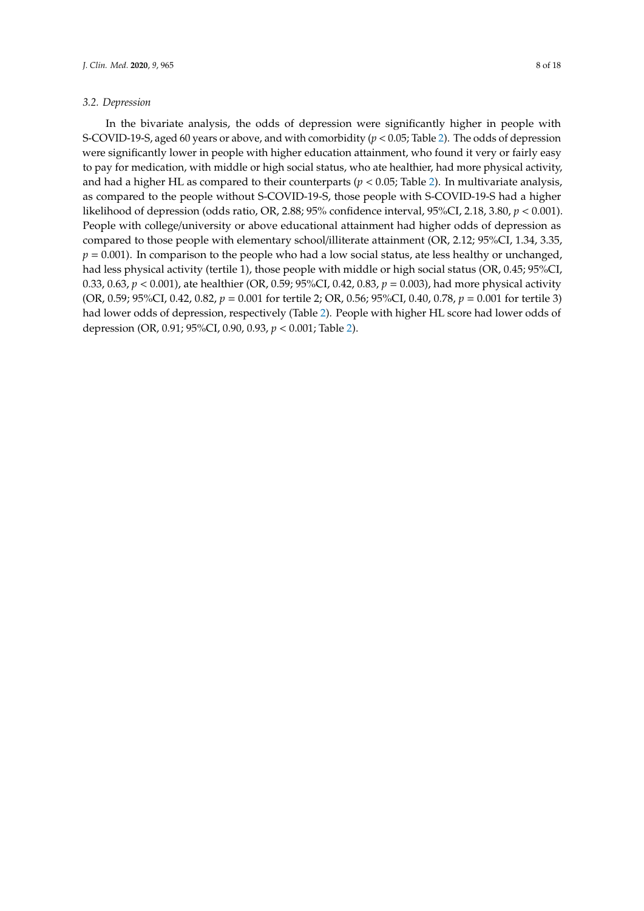### 3.2. Depression

In the bivariate analysis, the odds of depression were significantly higher in people with S-COVID-19-S, aged 60 years or above, and with comorbidity ($p < 0.05$; Table 2). The odds of depression were significantly lower in people with higher education attainment, who found it very or fairly easy to pay for medication, with middle or high social status, who ate healthier, had more physical activity, and had a higher HL as compared to their counterparts ($p < 0.05$; Table 2). In multivariate analysis, as compared to the people without S-COVID-19-S, those people with S-COVID-19-S had a higher likelihood of depression (odds ratio, OR, 2.88; 95% confidence interval, 95%CI, 2.18, 3.80, $p < 0.001$). People with college/university or above educational attainment had higher odds of depression as compared to those people with elementary school/illiterate attainment (OR, 2.12; 95%CI, 1.34, 3.35, $p = 0.001$). In comparison to the people who had a low social status, ate less healthy or unchanged, had less physical activity (tertile 1), those people with middle or high social status (OR, 0.45; 95%CI, 0.33, 0.63, $p < 0.001$), ate healthier (OR, 0.59; 95%CI, 0.42, 0.83, $p = 0.003$), had more physical activity (OR, 0.59; 95%CI, 0.42, 0.82, $p = 0.001$ for tertile 2; OR, 0.56; 95%CI, 0.40, 0.78, $p = 0.001$ for tertile 3) had lower odds of depression, respectively (Table 2). People with higher HL score had lower odds of depression (OR, 0.91; 95%CI, 0.90, 0.93, $p < 0.001$; Table 2).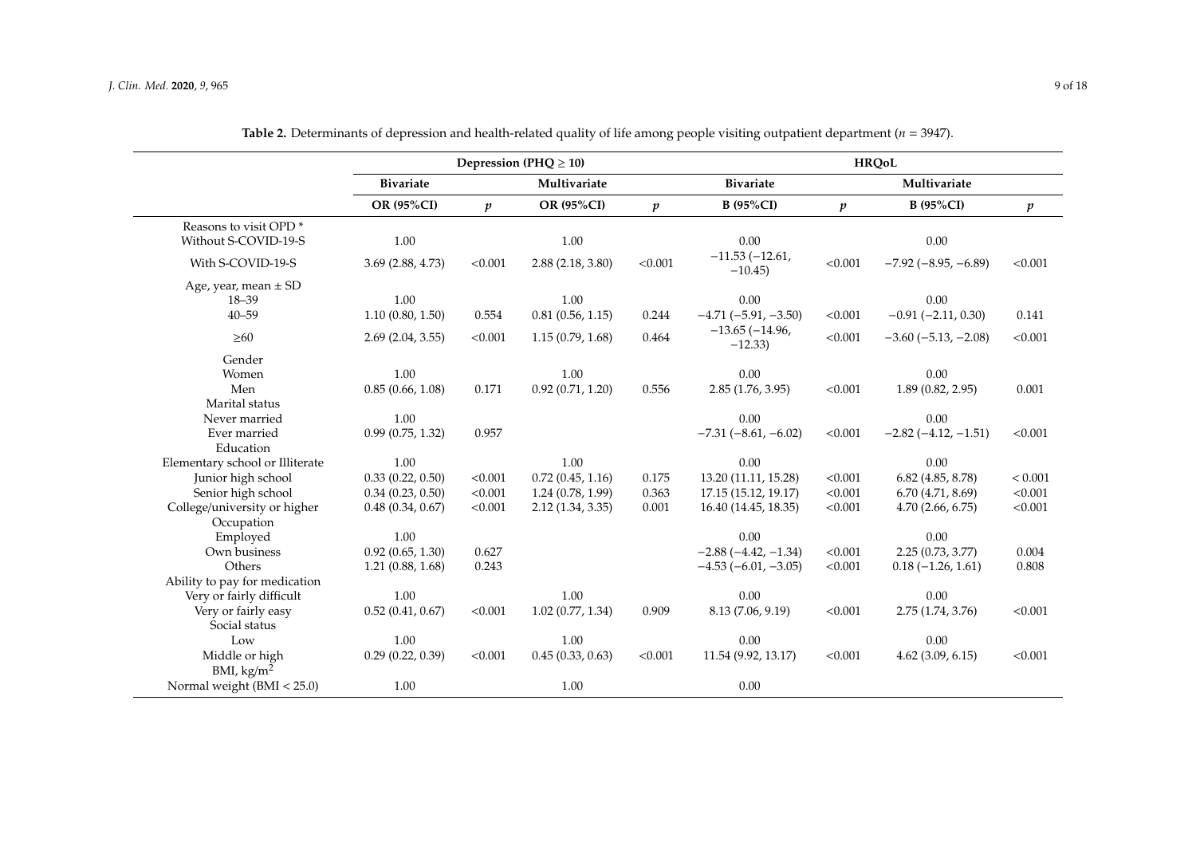**Table 2.** Determinants of depression and health-related quality of life among people visiting outpatient department ($n$ = 3947).

| | Depression (PHQ ≥ 10) | | | | HRQoL | | | |
|---|---|---|---|---|---|---|---|---|
| | Bivariate | | Multivariate | | Bivariate | | Multivariate | |
| | OR (95%CI) | $p$ | OR (95%CI) | $p$ | B (95%CI) | $p$ | B (95%CI) | $p$ |
| Reasons to visit OPD * | | | | | | | | |
| Without S-COVID-19-S | 1.00 | | 1.00 | | 0.00 | | 0.00 | |
| With S-COVID-19-S | 3.69 (2.88, 4.73) | <0.001 | 2.88 (2.18, 3.80) | <0.001 | −11.53 (−12.61, −10.45) | <0.001 | −7.92 (−8.95, −6.89) | <0.001 |
| Age, year, mean ± SD | | | | | | | | |
| 18–39 | 1.00 | | 1.00 | | 0.00 | | 0.00 | |
| 40–59 | 1.10 (0.80, 1.50) | 0.554 | 0.81 (0.56, 1.15) | 0.244 | −4.71 (−5.91, −3.50) | <0.001 | −0.91 (−2.11, 0.30) | 0.141 |
| ≥60 | 2.69 (2.04, 3.55) | <0.001 | 1.15 (0.79, 1.68) | 0.464 | −13.65 (−14.96, −12.33) | <0.001 | −3.60 (−5.13, −2.08) | <0.001 |
| Gender | | | | | | | | |
| Women | 1.00 | | 1.00 | | 0.00 | | 0.00 | |
| Men | 0.85 (0.66, 1.08) | 0.171 | 0.92 (0.71, 1.20) | 0.556 | 2.85 (1.76, 3.95) | <0.001 | 1.89 (0.82, 2.95) | 0.001 |
| Marital status | | | | | | | | |
| Never married | 1.00 | | | | 0.00 | | 0.00 | |
| Ever married | 0.99 (0.75, 1.32) | 0.957 | | | −7.31 (−8.61, −6.02) | <0.001 | −2.82 (−4.12, −1.51) | <0.001 |
| Education | | | | | | | | |
| Elementary school or Illiterate | 1.00 | | 1.00 | | 0.00 | | 0.00 | |
| Junior high school | 0.33 (0.22, 0.50) | <0.001 | 0.72 (0.45, 1.16) | 0.175 | 13.20 (11.11, 15.28) | <0.001 | 6.82 (4.85, 8.78) | < 0.001 |
| Senior high school | 0.34 (0.23, 0.50) | <0.001 | 1.24 (0.78, 1.99) | 0.363 | 17.15 (15.12, 19.17) | <0.001 | 6.70 (4.71, 8.69) | <0.001 |
| College/university or higher | 0.48 (0.34, 0.67) | <0.001 | 2.12 (1.34, 3.35) | 0.001 | 16.40 (14.45, 18.35) | <0.001 | 4.70 (2.66, 6.75) | <0.001 |
| Occupation | | | | | | | | |
| Employed | 1.00 | | | | 0.00 | | 0.00 | |
| Own business | 0.92 (0.65, 1.30) | 0.627 | | | −2.88 (−4.42, −1.34) | <0.001 | 2.25 (0.73, 3.77) | 0.004 |
| Others | 1.21 (0.88, 1.68) | 0.243 | | | −4.53 (−6.01, −3.05) | <0.001 | 0.18 (−1.26, 1.61) | 0.808 |
| Ability to pay for medication | | | | | | | | |
| Very or fairly difficult | 1.00 | | 1.00 | | 0.00 | | 0.00 | |
| Very or fairly easy | 0.52 (0.41, 0.67) | <0.001 | 1.02 (0.77, 1.34) | 0.909 | 8.13 (7.06, 9.19) | <0.001 | 2.75 (1.74, 3.76) | <0.001 |
| Social status | | | | | | | | |
| Low | 1.00 | | 1.00 | | 0.00 | | 0.00 | |
| Middle or high | 0.29 (0.22, 0.39) | <0.001 | 0.45 (0.33, 0.63) | <0.001 | 11.54 (9.92, 13.17) | <0.001 | 4.62 (3.09, 6.15) | <0.001 |
| BMI, kg/m$^2$ | | | | | | | | |
| Normal weight (BMI < 25.0) | 1.00 | | 1.00 | | 0.00 | | | |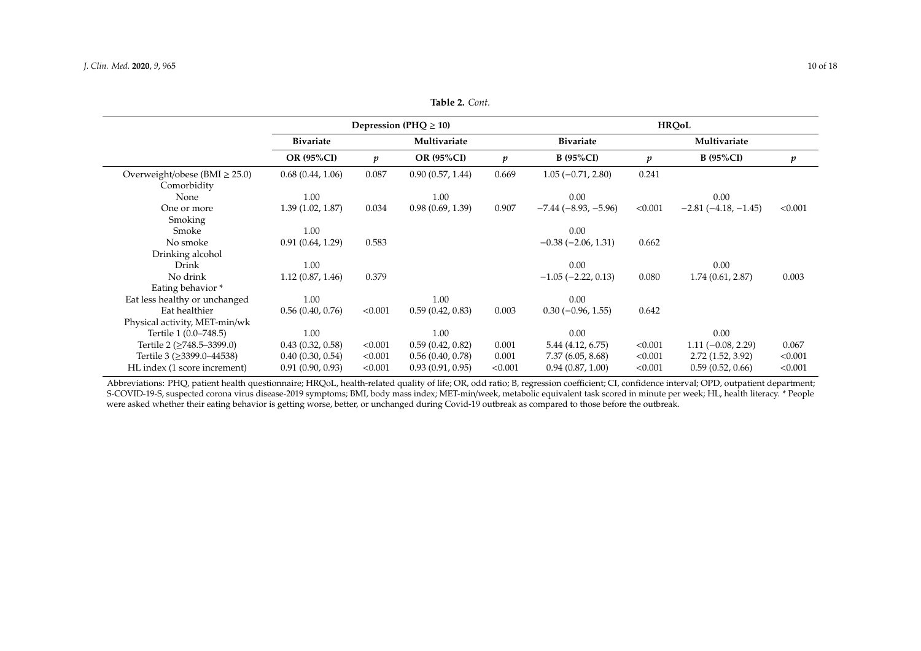**Table 2.** *Cont.*

| | Depression (PHQ ≥ 10) | | | | HRQoL | | | |
|---|---|---|---|---|---|---|---|---|
| | Bivariate | | Multivariate | | Bivariate | | Multivariate | |
| | OR (95%CI) | *p* | OR (95%CI) | *p* | B (95%CI) | *p* | B (95%CI) | *p* |
| Overweight/obese (BMI ≥ 25.0) | 0.68 (0.44, 1.06) | 0.087 | 0.90 (0.57, 1.44) | 0.669 | 1.05 (−0.71, 2.80) | 0.241 | | |
| Comorbidity | | | | | | | | |
| None | 1.00 | | 1.00 | | 0.00 | | 0.00 | |
| One or more | 1.39 (1.02, 1.87) | 0.034 | 0.98 (0.69, 1.39) | 0.907 | −7.44 (−8.93, −5.96) | <0.001 | −2.81 (−4.18, −1.45) | <0.001 |
| Smoking | | | | | | | | |
| Smoke | 1.00 | | | | 0.00 | | | |
| No smoke | 0.91 (0.64, 1.29) | 0.583 | | | −0.38 (−2.06, 1.31) | 0.662 | | |
| Drinking alcohol | | | | | | | | |
| Drink | 1.00 | | | | 0.00 | | 0.00 | |
| No drink | 1.12 (0.87, 1.46) | 0.379 | | | −1.05 (−2.22, 0.13) | 0.080 | 1.74 (0.61, 2.87) | 0.003 |
| Eating behavior * | | | | | | | | |
| Eat less healthy or unchanged | 1.00 | | 1.00 | | 0.00 | | | |
| Eat healthier | 0.56 (0.40, 0.76) | <0.001 | 0.59 (0.42, 0.83) | 0.003 | 0.30 (−0.96, 1.55) | 0.642 | | |
| Physical activity, MET-min/wk | | | | | | | | |
| Tertile 1 (0.0–748.5) | 1.00 | | 1.00 | | 0.00 | | 0.00 | |
| Tertile 2 (≥748.5–3399.0) | 0.43 (0.32, 0.58) | <0.001 | 0.59 (0.42, 0.82) | 0.001 | 5.44 (4.12, 6.75) | <0.001 | 1.11 (−0.08, 2.29) | 0.067 |
| Tertile 3 (≥3399.0–44538) | 0.40 (0.30, 0.54) | <0.001 | 0.56 (0.40, 0.78) | 0.001 | 7.37 (6.05, 8.68) | <0.001 | 2.72 (1.52, 3.92) | <0.001 |
| HL index (1 score increment) | 0.91 (0.90, 0.93) | <0.001 | 0.93 (0.91, 0.95) | <0.001 | 0.94 (0.87, 1.00) | <0.001 | 0.59 (0.52, 0.66) | <0.001 |

Abbreviations: PHQ, patient health questionnaire; HRQoL, health-related quality of life; OR, odd ratio; B, regression coefficient; CI, confidence interval; OPD, outpatient department; S-COVID-19-S, suspected corona virus disease-2019 symptoms; BMI, body mass index; MET-min/week, metabolic equivalent task scored in minute per week; HL, health literacy. * People were asked whether their eating behavior is getting worse, better, or unchanged during Covid-19 outbreak as compared to those before the outbreak.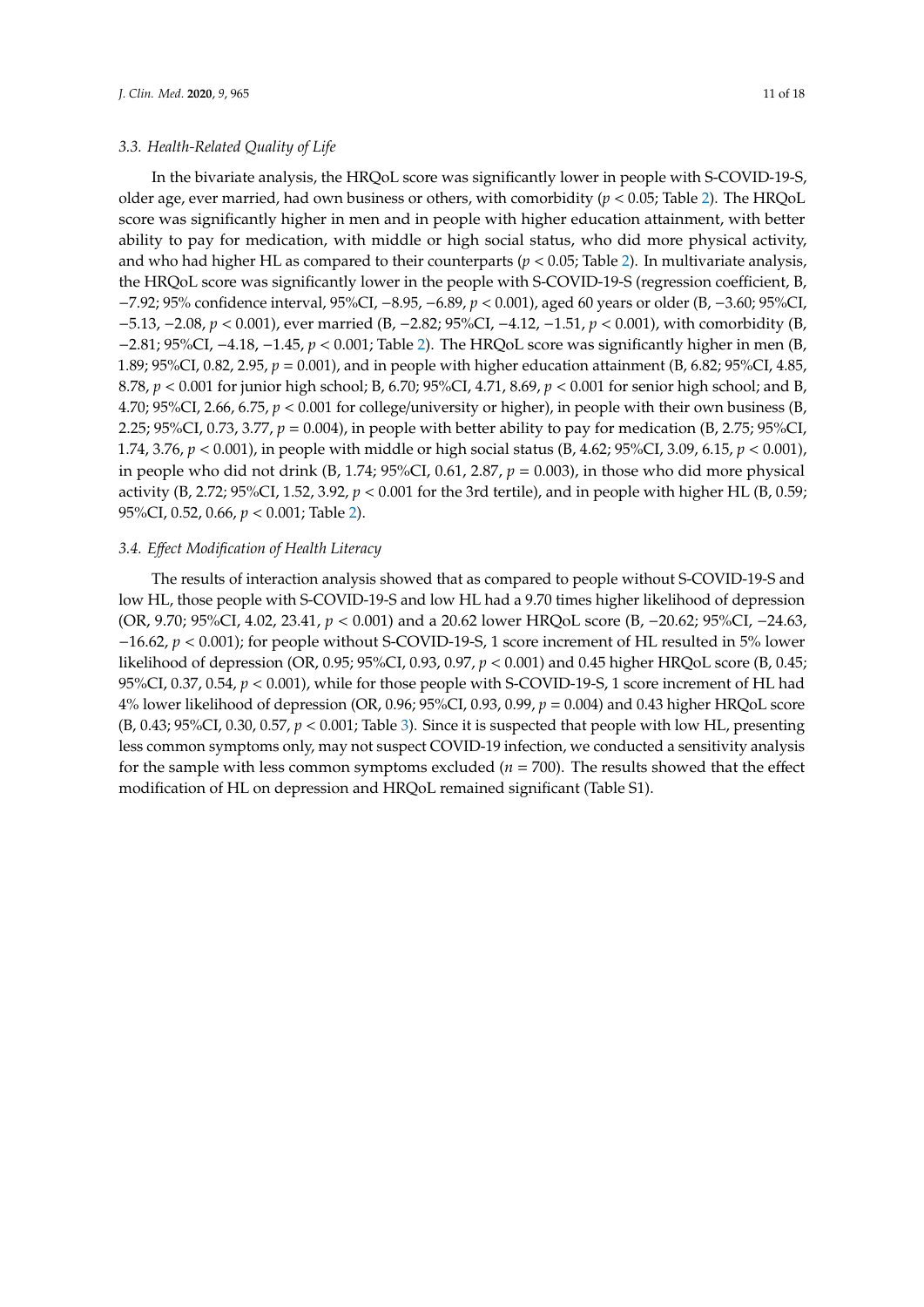### 3.3. Health-Related Quality of Life

In the bivariate analysis, the HRQoL score was significantly lower in people with S-COVID-19-S, older age, ever married, had own business or others, with comorbidity ($p < 0.05$; Table 2). The HRQoL score was significantly higher in men and in people with higher education attainment, with better ability to pay for medication, with middle or high social status, who did more physical activity, and who had higher HL as compared to their counterparts ($p < 0.05$; Table 2). In multivariate analysis, the HRQoL score was significantly lower in the people with S-COVID-19-S (regression coefficient, B, −7.92; 95% confidence interval, 95%CI, −8.95, −6.89, $p < 0.001$), aged 60 years or older (B, −3.60; 95%CI, −5.13, −2.08, $p < 0.001$), ever married (B, −2.82; 95%CI, −4.12, −1.51, $p < 0.001$), with comorbidity (B, −2.81; 95%CI, −4.18, −1.45, $p < 0.001$; Table 2). The HRQoL score was significantly higher in men (B, 1.89; 95%CI, 0.82, 2.95, $p = 0.001$), and in people with higher education attainment (B, 6.82; 95%CI, 4.85, 8.78, $p < 0.001$ for junior high school; B, 6.70; 95%CI, 4.71, 8.69, $p < 0.001$ for senior high school; and B, 4.70; 95%CI, 2.66, 6.75, $p < 0.001$ for college/university or higher), in people with their own business (B, 2.25; 95%CI, 0.73, 3.77, $p = 0.004$), in people with better ability to pay for medication (B, 2.75; 95%CI, 1.74, 3.76, $p < 0.001$), in people with middle or high social status (B, 4.62; 95%CI, 3.09, 6.15, $p < 0.001$), in people who did not drink (B, 1.74; 95%CI, 0.61, 2.87, $p = 0.003$), in those who did more physical activity (B, 2.72; 95%CI, 1.52, 3.92, $p < 0.001$ for the 3rd tertile), and in people with higher HL (B, 0.59; 95%CI, 0.52, 0.66, $p < 0.001$; Table 2).

### 3.4. Effect Modification of Health Literacy

The results of interaction analysis showed that as compared to people without S-COVID-19-S and low HL, those people with S-COVID-19-S and low HL had a 9.70 times higher likelihood of depression (OR, 9.70; 95%CI, 4.02, 23.41, $p < 0.001$) and a 20.62 lower HRQoL score (B, −20.62; 95%CI, −24.63, −16.62, $p < 0.001$); for people without S-COVID-19-S, 1 score increment of HL resulted in 5% lower likelihood of depression (OR, 0.95; 95%CI, 0.93, 0.97, $p < 0.001$) and 0.45 higher HRQoL score (B, 0.45; 95%CI, 0.37, 0.54, $p < 0.001$), while for those people with S-COVID-19-S, 1 score increment of HL had 4% lower likelihood of depression (OR, 0.96; 95%CI, 0.93, 0.99, $p = 0.004$) and 0.43 higher HRQoL score (B, 0.43; 95%CI, 0.30, 0.57, $p < 0.001$; Table 3). Since it is suspected that people with low HL, presenting less common symptoms only, may not suspect COVID-19 infection, we conducted a sensitivity analysis for the sample with less common symptoms excluded ($n = 700$). The results showed that the effect modification of HL on depression and HRQoL remained significant (Table S1).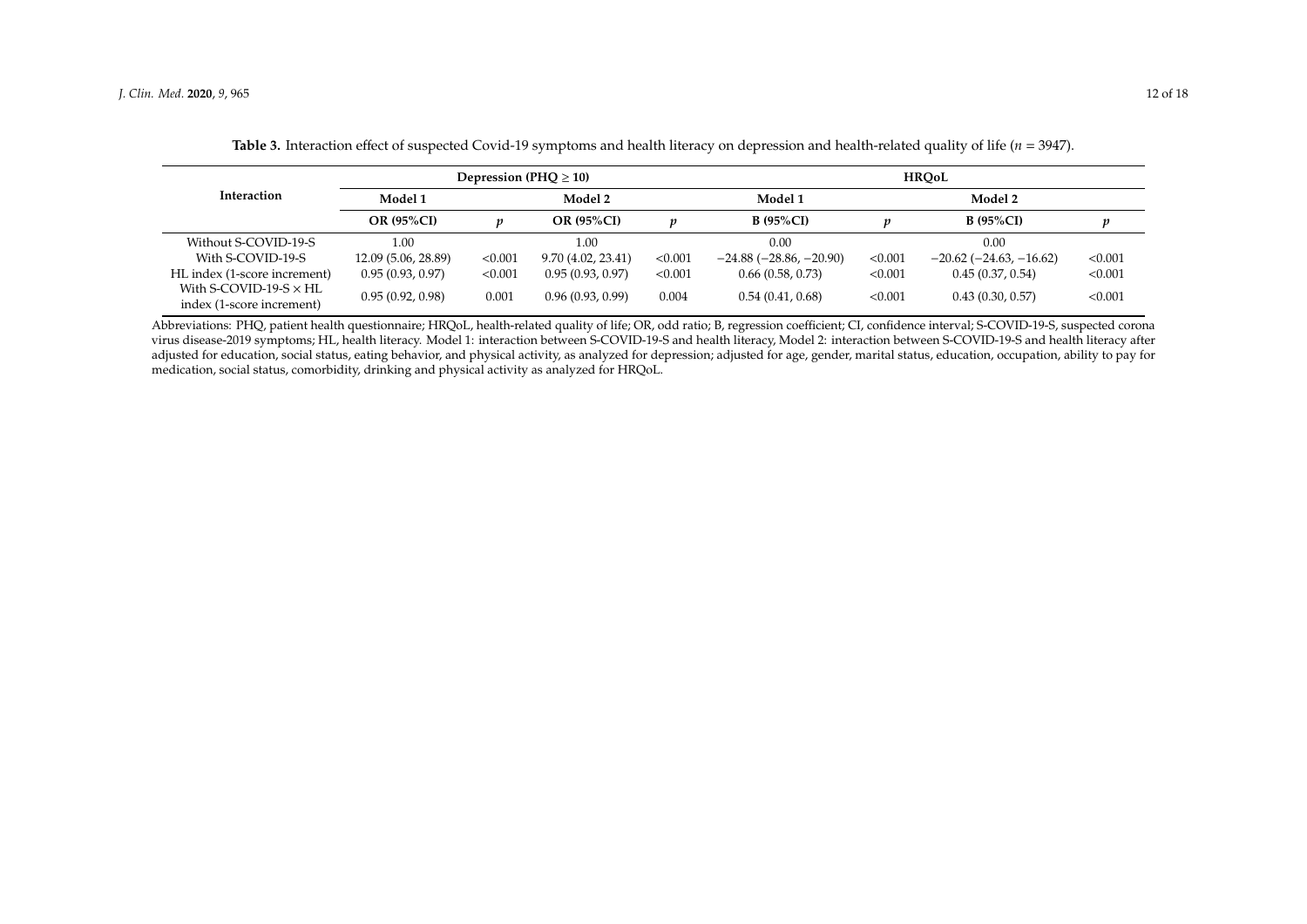**Table 3.** Interaction effect of suspected Covid-19 symptoms and health literacy on depression and health-related quality of life ($n$ = 3947).

| Interaction | Depression (PHQ ≥ 10) | | | | HRQoL | | | |
|---|---|---|---|---|---|---|---|---|
| | Model 1 | | Model 2 | | Model 1 | | Model 2 | |
| | OR (95%CI) | $p$ | OR (95%CI) | $p$ | B (95%CI) | $p$ | B (95%CI) | $p$ |
| Without S-COVID-19-S | 1.00 | | 1.00 | | 0.00 | | 0.00 | |
| With S-COVID-19-S | 12.09 (5.06, 28.89) | <0.001 | 9.70 (4.02, 23.41) | <0.001 | −24.88 (−28.86, −20.90) | <0.001 | −20.62 (−24.63, −16.62) | <0.001 |
| HL index (1-score increment) | 0.95 (0.93, 0.97) | <0.001 | 0.95 (0.93, 0.97) | <0.001 | 0.66 (0.58, 0.73) | <0.001 | 0.45 (0.37, 0.54) | <0.001 |
| With S-COVID-19-S × HL index (1-score increment) | 0.95 (0.92, 0.98) | 0.001 | 0.96 (0.93, 0.99) | 0.004 | 0.54 (0.41, 0.68) | <0.001 | 0.43 (0.30, 0.57) | <0.001 |

Abbreviations: PHQ, patient health questionnaire; HRQoL, health-related quality of life; OR, odd ratio; B, regression coefficient; CI, confidence interval; S-COVID-19-S, suspected corona virus disease-2019 symptoms; HL, health literacy. Model 1: interaction between S-COVID-19-S and health literacy, Model 2: interaction between S-COVID-19-S and health literacy after adjusted for education, social status, eating behavior, and physical activity, as analyzed for depression; adjusted for age, gender, marital status, education, occupation, ability to pay for medication, social status, comorbidity, drinking and physical activity as analyzed for HRQoL.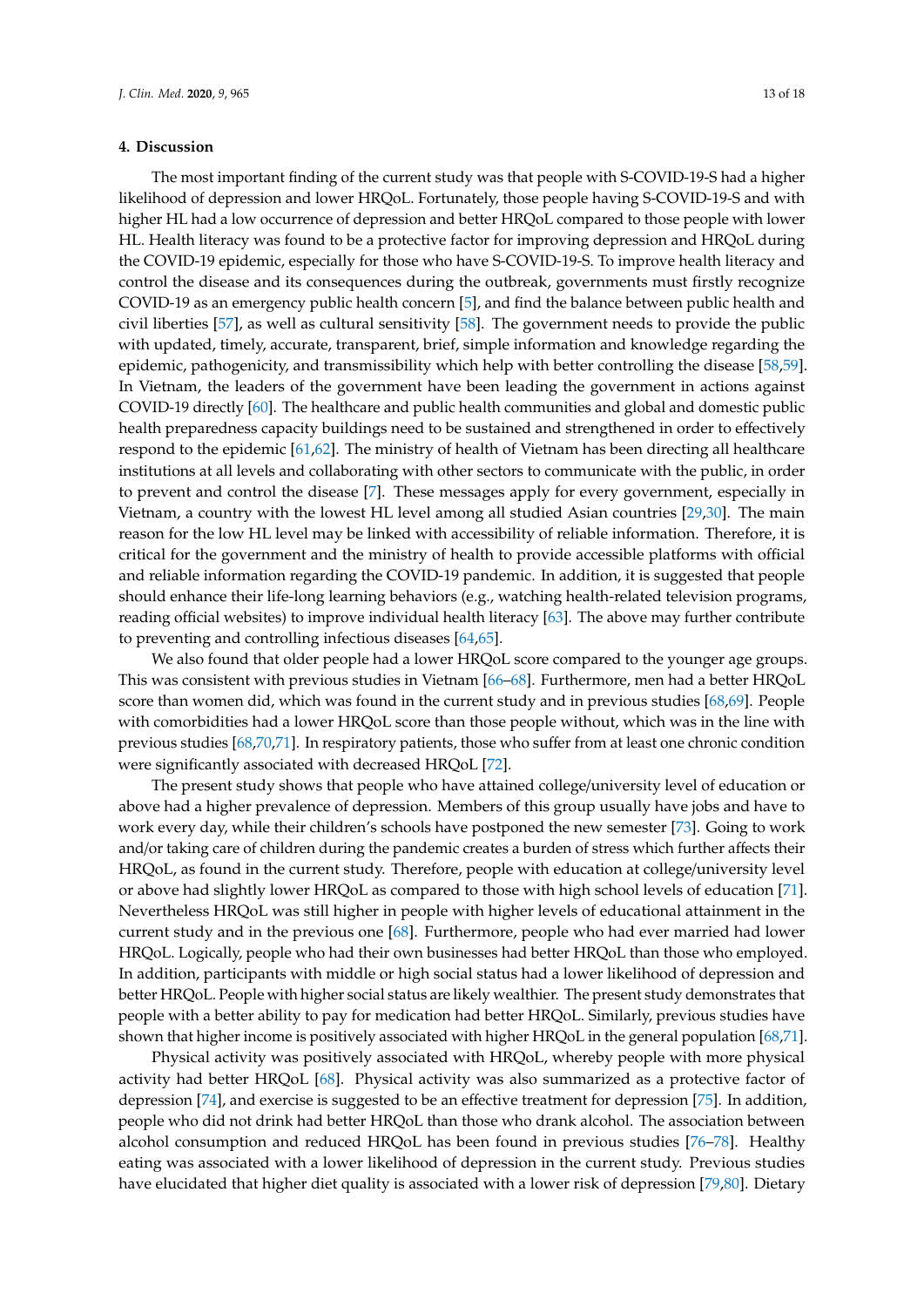## 4. Discussion

The most important finding of the current study was that people with S-COVID-19-S had a higher likelihood of depression and lower HRQoL. Fortunately, those people having S-COVID-19-S and with higher HL had a low occurrence of depression and better HRQoL compared to those people with lower HL. Health literacy was found to be a protective factor for improving depression and HRQoL during the COVID-19 epidemic, especially for those who have S-COVID-19-S. To improve health literacy and control the disease and its consequences during the outbreak, governments must firstly recognize COVID-19 as an emergency public health concern [5], and find the balance between public health and civil liberties [57], as well as cultural sensitivity [58]. The government needs to provide the public with updated, timely, accurate, transparent, brief, simple information and knowledge regarding the epidemic, pathogenicity, and transmissibility which help with better controlling the disease [58,59]. In Vietnam, the leaders of the government have been leading the government in actions against COVID-19 directly [60]. The healthcare and public health communities and global and domestic public health preparedness capacity buildings need to be sustained and strengthened in order to effectively respond to the epidemic [61,62]. The ministry of health of Vietnam has been directing all healthcare institutions at all levels and collaborating with other sectors to communicate with the public, in order to prevent and control the disease [7]. These messages apply for every government, especially in Vietnam, a country with the lowest HL level among all studied Asian countries [29,30]. The main reason for the low HL level may be linked with accessibility of reliable information. Therefore, it is critical for the government and the ministry of health to provide accessible platforms with official and reliable information regarding the COVID-19 pandemic. In addition, it is suggested that people should enhance their life-long learning behaviors (e.g., watching health-related television programs, reading official websites) to improve individual health literacy [63]. The above may further contribute to preventing and controlling infectious diseases [64,65].

We also found that older people had a lower HRQoL score compared to the younger age groups. This was consistent with previous studies in Vietnam [66–68]. Furthermore, men had a better HRQoL score than women did, which was found in the current study and in previous studies [68,69]. People with comorbidities had a lower HRQoL score than those people without, which was in the line with previous studies [68,70,71]. In respiratory patients, those who suffer from at least one chronic condition were significantly associated with decreased HRQoL [72].

The present study shows that people who have attained college/university level of education or above had a higher prevalence of depression. Members of this group usually have jobs and have to work every day, while their children's schools have postponed the new semester [73]. Going to work and/or taking care of children during the pandemic creates a burden of stress which further affects their HRQoL, as found in the current study. Therefore, people with education at college/university level or above had slightly lower HRQoL as compared to those with high school levels of education [71]. Nevertheless HRQoL was still higher in people with higher levels of educational attainment in the current study and in the previous one [68]. Furthermore, people who had ever married had lower HRQoL. Logically, people who had their own businesses had better HRQoL than those who employed. In addition, participants with middle or high social status had a lower likelihood of depression and better HRQoL. People with higher social status are likely wealthier. The present study demonstrates that people with a better ability to pay for medication had better HRQoL. Similarly, previous studies have shown that higher income is positively associated with higher HRQoL in the general population [68,71].

Physical activity was positively associated with HRQoL, whereby people with more physical activity had better HRQoL [68]. Physical activity was also summarized as a protective factor of depression [74], and exercise is suggested to be an effective treatment for depression [75]. In addition, people who did not drink had better HRQoL than those who drank alcohol. The association between alcohol consumption and reduced HRQoL has been found in previous studies [76–78]. Healthy eating was associated with a lower likelihood of depression in the current study. Previous studies have elucidated that higher diet quality is associated with a lower risk of depression [79,80]. Dietary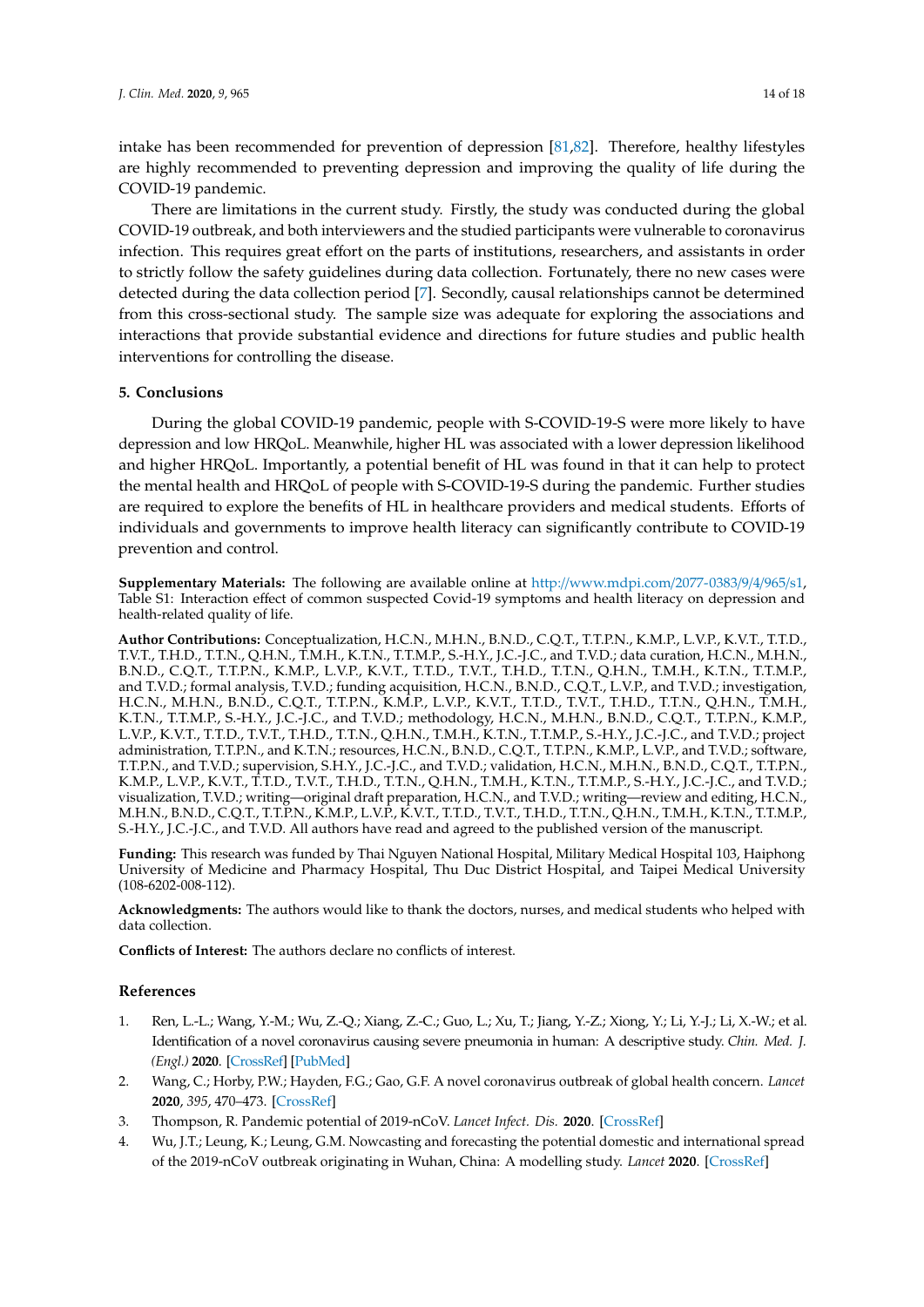intake has been recommended for prevention of depression [81,82]. Therefore, healthy lifestyles are highly recommended to preventing depression and improving the quality of life during the COVID-19 pandemic.

There are limitations in the current study. Firstly, the study was conducted during the global COVID-19 outbreak, and both interviewers and the studied participants were vulnerable to coronavirus infection. This requires great effort on the parts of institutions, researchers, and assistants in order to strictly follow the safety guidelines during data collection. Fortunately, there no new cases were detected during the data collection period [7]. Secondly, causal relationships cannot be determined from this cross-sectional study. The sample size was adequate for exploring the associations and interactions that provide substantial evidence and directions for future studies and public health interventions for controlling the disease.

## 5. Conclusions

During the global COVID-19 pandemic, people with S-COVID-19-S were more likely to have depression and low HRQoL. Meanwhile, higher HL was associated with a lower depression likelihood and higher HRQoL. Importantly, a potential benefit of HL was found in that it can help to protect the mental health and HRQoL of people with S-COVID-19-S during the pandemic. Further studies are required to explore the benefits of HL in healthcare providers and medical students. Efforts of individuals and governments to improve health literacy can significantly contribute to COVID-19 prevention and control.

**Supplementary Materials:** The following are available online at http://www.mdpi.com/2077-0383/9/4/965/s1, Table S1: Interaction effect of common suspected Covid-19 symptoms and health literacy on depression and health-related quality of life.

**Author Contributions:** Conceptualization, H.C.N., M.H.N., B.N.D., C.Q.T., T.T.P.N., K.M.P., L.V.P., K.V.T., T.T.D., T.V.T., T.H.D., T.T.N., Q.H.N., T.M.H., K.T.N., T.T.M.P., S.-H.Y., J.C.-J.C., and T.V.D.; data curation, H.C.N., M.H.N., B.N.D., C.Q.T., T.T.P.N., K.M.P., L.V.P., K.V.T., T.T.D., T.V.T., T.H.D., T.T.N., Q.H.N., T.M.H., K.T.N., T.T.M.P., and T.V.D.; formal analysis, T.V.D.; funding acquisition, H.C.N., B.N.D., C.Q.T., L.V.P., and T.V.D.; investigation, H.C.N., M.H.N., B.N.D., C.Q.T., T.T.P.N., K.M.P., L.V.P., K.V.T., T.T.D., T.V.T., T.H.D., T.T.N., Q.H.N., T.M.H., K.T.N., T.T.M.P., S.-H.Y., J.C.-J.C., and T.V.D.; methodology, H.C.N., M.H.N., B.N.D., C.Q.T., T.T.P.N., K.M.P., L.V.P., K.V.T., T.T.D., T.V.T., T.H.D., T.T.N., Q.H.N., T.M.H., K.T.N., T.T.M.P., S.-H.Y., J.C.-J.C., and T.V.D.; project administration, T.T.P.N., and K.T.N.; resources, H.C.N., B.N.D., C.Q.T., T.T.P.N., K.M.P., L.V.P., and T.V.D.; software, T.T.P.N., and T.V.D.; supervision, S.H.Y., J.C.-J.C., and T.V.D.; validation, H.C.N., M.H.N., B.N.D., C.Q.T., T.T.P.N., K.M.P., L.V.P., K.V.T., T.T.D., T.V.T., T.H.D., T.T.N., Q.H.N., T.M.H., K.T.N., T.T.M.P., S.-H.Y., J.C.-J.C., and T.V.D.; visualization, T.V.D.; writing—original draft preparation, H.C.N., and T.V.D.; writing—review and editing, H.C.N., M.H.N., B.N.D., C.Q.T., T.T.P.N., K.M.P., L.V.P., K.V.T., T.T.D., T.V.T., T.H.D., T.T.N., Q.H.N., T.M.H., K.T.N., T.T.M.P., S.-H.Y., J.C.-J.C., and T.V.D. All authors have read and agreed to the published version of the manuscript.

**Funding:** This research was funded by Thai Nguyen National Hospital, Military Medical Hospital 103, Haiphong University of Medicine and Pharmacy Hospital, Thu Duc District Hospital, and Taipei Medical University (108-6202-008-112).

**Acknowledgments:** The authors would like to thank the doctors, nurses, and medical students who helped with data collection.

**Conflicts of Interest:** The authors declare no conflicts of interest.

## References

1. Ren, L.-L.; Wang, Y.-M.; Wu, Z.-Q.; Xiang, Z.-C.; Guo, L.; Xu, T.; Jiang, Y.-Z.; Xiong, Y.; Li, Y.-J.; Li, X.-W.; et al. Identification of a novel coronavirus causing severe pneumonia in human: A descriptive study. *Chin. Med. J. (Engl.)* **2020**. [CrossRef] [PubMed]
2. Wang, C.; Horby, P.W.; Hayden, F.G.; Gao, G.F. A novel coronavirus outbreak of global health concern. *Lancet* **2020**, *395*, 470–473. [CrossRef]
3. Thompson, R. Pandemic potential of 2019-nCoV. *Lancet Infect. Dis.* **2020**. [CrossRef]
4. Wu, J.T.; Leung, K.; Leung, G.M. Nowcasting and forecasting the potential domestic and international spread of the 2019-nCoV outbreak originating in Wuhan, China: A modelling study. *Lancet* **2020**. [CrossRef]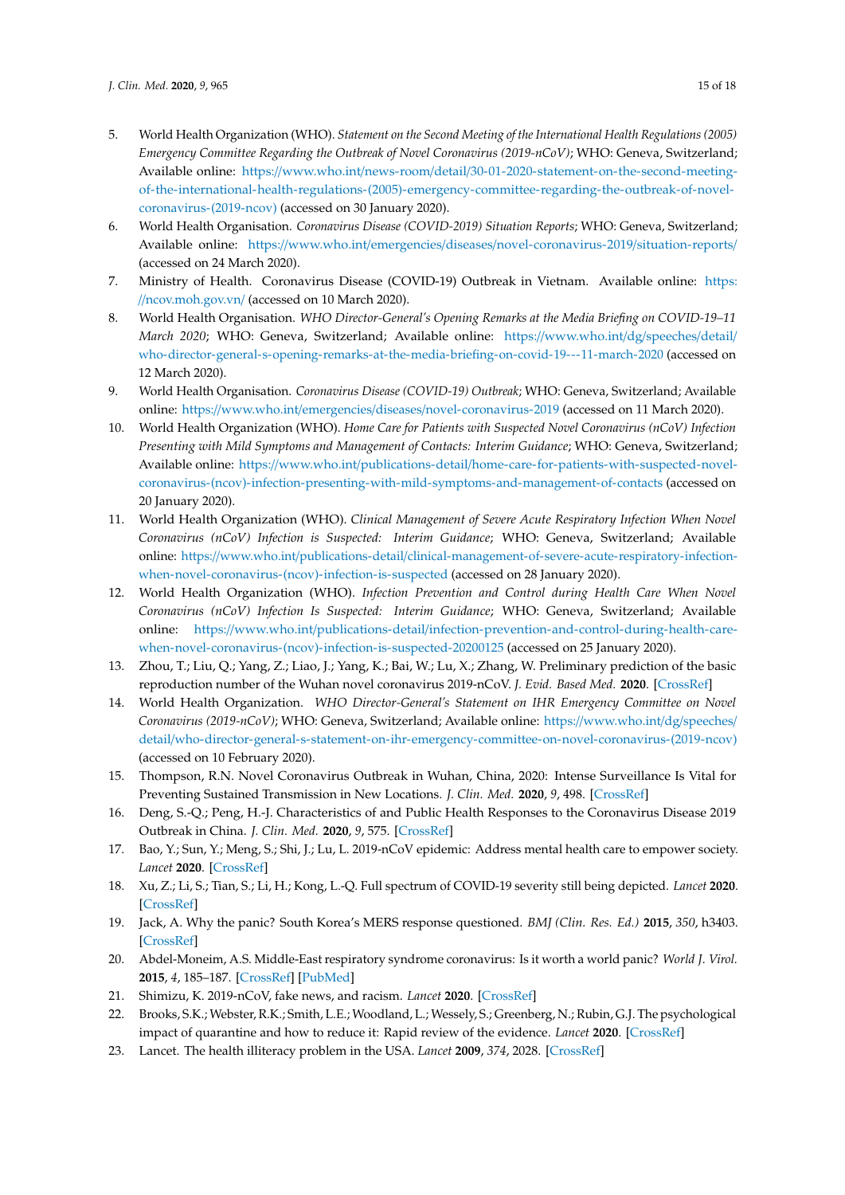5. World Health Organization (WHO). *Statement on the Second Meeting of the International Health Regulations (2005) Emergency Committee Regarding the Outbreak of Novel Coronavirus (2019-nCoV)*; WHO: Geneva, Switzerland; Available online: https://www.who.int/news-room/detail/30-01-2020-statement-on-the-second-meeting-of-the-international-health-regulations-(2005)-emergency-committee-regarding-the-outbreak-of-novel-coronavirus-(2019-ncov) (accessed on 30 January 2020).
6. World Health Organisation. *Coronavirus Disease (COVID-2019) Situation Reports*; WHO: Geneva, Switzerland; Available online: https://www.who.int/emergencies/diseases/novel-coronavirus-2019/situation-reports/ (accessed on 24 March 2020).
7. Ministry of Health. Coronavirus Disease (COVID-19) Outbreak in Vietnam. Available online: https://ncov.moh.gov.vn/ (accessed on 10 March 2020).
8. World Health Organisation. *WHO Director-General's Opening Remarks at the Media Briefing on COVID-19–11 March 2020*; WHO: Geneva, Switzerland; Available online: https://www.who.int/dg/speeches/detail/who-director-general-s-opening-remarks-at-the-media-briefing-on-covid-19---11-march-2020 (accessed on 12 March 2020).
9. World Health Organisation. *Coronavirus Disease (COVID-19) Outbreak*; WHO: Geneva, Switzerland; Available online: https://www.who.int/emergencies/diseases/novel-coronavirus-2019 (accessed on 11 March 2020).
10. World Health Organization (WHO). *Home Care for Patients with Suspected Novel Coronavirus (nCoV) Infection Presenting with Mild Symptoms and Management of Contacts: Interim Guidance*; WHO: Geneva, Switzerland; Available online: https://www.who.int/publications-detail/home-care-for-patients-with-suspected-novel-coronavirus-(ncov)-infection-presenting-with-mild-symptoms-and-management-of-contacts (accessed on 20 January 2020).
11. World Health Organization (WHO). *Clinical Management of Severe Acute Respiratory Infection When Novel Coronavirus (nCoV) Infection is Suspected: Interim Guidance*; WHO: Geneva, Switzerland; Available online: https://www.who.int/publications-detail/clinical-management-of-severe-acute-respiratory-infection-when-novel-coronavirus-(ncov)-infection-is-suspected (accessed on 28 January 2020).
12. World Health Organization (WHO). *Infection Prevention and Control during Health Care When Novel Coronavirus (nCoV) Infection Is Suspected: Interim Guidance*; WHO: Geneva, Switzerland; Available online: https://www.who.int/publications-detail/infection-prevention-and-control-during-health-care-when-novel-coronavirus-(ncov)-infection-is-suspected-20200125 (accessed on 25 January 2020).
13. Zhou, T.; Liu, Q.; Yang, Z.; Liao, J.; Yang, K.; Bai, W.; Lu, X.; Zhang, W. Preliminary prediction of the basic reproduction number of the Wuhan novel coronavirus 2019-nCoV. *J. Evid. Based Med.* **2020**. [CrossRef]
14. World Health Organization. *WHO Director-General's Statement on IHR Emergency Committee on Novel Coronavirus (2019-nCoV)*; WHO: Geneva, Switzerland; Available online: https://www.who.int/dg/speeches/detail/who-director-general-s-statement-on-ihr-emergency-committee-on-novel-coronavirus-(2019-ncov) (accessed on 10 February 2020).
15. Thompson, R.N. Novel Coronavirus Outbreak in Wuhan, China, 2020: Intense Surveillance Is Vital for Preventing Sustained Transmission in New Locations. *J. Clin. Med.* **2020**, *9*, 498. [CrossRef]
16. Deng, S.-Q.; Peng, H.-J. Characteristics of and Public Health Responses to the Coronavirus Disease 2019 Outbreak in China. *J. Clin. Med.* **2020**, *9*, 575. [CrossRef]
17. Bao, Y.; Sun, Y.; Meng, S.; Shi, J.; Lu, L. 2019-nCoV epidemic: Address mental health care to empower society. *Lancet* **2020**. [CrossRef]
18. Xu, Z.; Li, S.; Tian, S.; Li, H.; Kong, L.-Q. Full spectrum of COVID-19 severity still being depicted. *Lancet* **2020**. [CrossRef]
19. Jack, A. Why the panic? South Korea's MERS response questioned. *BMJ (Clin. Res. Ed.)* **2015**, *350*, h3403. [CrossRef]
20. Abdel-Moneim, A.S. Middle-East respiratory syndrome coronavirus: Is it worth a world panic? *World J. Virol.* **2015**, *4*, 185–187. [CrossRef] [PubMed]
21. Shimizu, K. 2019-nCoV, fake news, and racism. *Lancet* **2020**. [CrossRef]
22. Brooks, S.K.; Webster, R.K.; Smith, L.E.; Woodland, L.; Wessely, S.; Greenberg, N.; Rubin, G.J. The psychological impact of quarantine and how to reduce it: Rapid review of the evidence. *Lancet* **2020**. [CrossRef]
23. Lancet. The health illiteracy problem in the USA. *Lancet* **2009**, *374*, 2028. [CrossRef]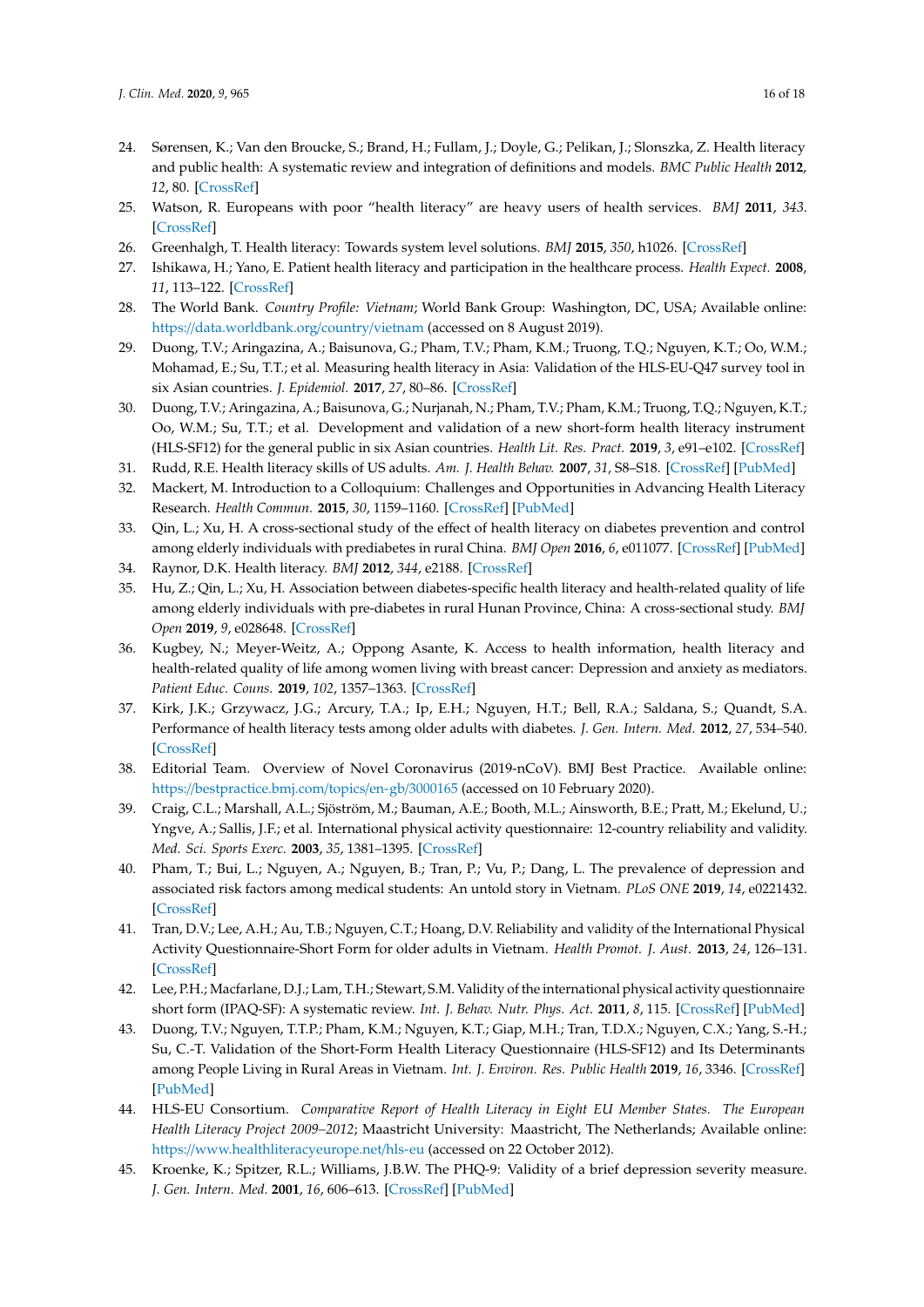24. Sørensen, K.; Van den Broucke, S.; Brand, H.; Fullam, J.; Doyle, G.; Pelikan, J.; Slonszka, Z. Health literacy and public health: A systematic review and integration of definitions and models. *BMC Public Health* **2012**, *12*, 80. [CrossRef]
25. Watson, R. Europeans with poor "health literacy" are heavy users of health services. *BMJ* **2011**, *343*. [CrossRef]
26. Greenhalgh, T. Health literacy: Towards system level solutions. *BMJ* **2015**, *350*, h1026. [CrossRef]
27. Ishikawa, H.; Yano, E. Patient health literacy and participation in the healthcare process. *Health Expect.* **2008**, *11*, 113–122. [CrossRef]
28. The World Bank. *Country Profile: Vietnam*; World Bank Group: Washington, DC, USA; Available online: https://data.worldbank.org/country/vietnam (accessed on 8 August 2019).
29. Duong, T.V.; Aringazina, A.; Baisunova, G.; Pham, T.V.; Pham, K.M.; Truong, T.Q.; Nguyen, K.T.; Oo, W.M.; Mohamad, E.; Su, T.T.; et al. Measuring health literacy in Asia: Validation of the HLS-EU-Q47 survey tool in six Asian countries. *J. Epidemiol.* **2017**, *27*, 80–86. [CrossRef]
30. Duong, T.V.; Aringazina, A.; Baisunova, G.; Nurjanah, N.; Pham, T.V.; Pham, K.M.; Truong, T.Q.; Nguyen, K.T.; Oo, W.M.; Su, T.T.; et al. Development and validation of a new short-form health literacy instrument (HLS-SF12) for the general public in six Asian countries. *Health Lit. Res. Pract.* **2019**, *3*, e91–e102. [CrossRef]
31. Rudd, R.E. Health literacy skills of US adults. *Am. J. Health Behav.* **2007**, *31*, S8–S18. [CrossRef] [PubMed]
32. Mackert, M. Introduction to a Colloquium: Challenges and Opportunities in Advancing Health Literacy Research. *Health Commun.* **2015**, *30*, 1159–1160. [CrossRef] [PubMed]
33. Qin, L.; Xu, H. A cross-sectional study of the effect of health literacy on diabetes prevention and control among elderly individuals with prediabetes in rural China. *BMJ Open* **2016**, *6*, e011077. [CrossRef] [PubMed]
34. Raynor, D.K. Health literacy. *BMJ* **2012**, *344*, e2188. [CrossRef]
35. Hu, Z.; Qin, L.; Xu, H. Association between diabetes-specific health literacy and health-related quality of life among elderly individuals with pre-diabetes in rural Hunan Province, China: A cross-sectional study. *BMJ Open* **2019**, *9*, e028648. [CrossRef]
36. Kugbey, N.; Meyer-Weitz, A.; Oppong Asante, K. Access to health information, health literacy and health-related quality of life among women living with breast cancer: Depression and anxiety as mediators. *Patient Educ. Couns.* **2019**, *102*, 1357–1363. [CrossRef]
37. Kirk, J.K.; Grzywacz, J.G.; Arcury, T.A.; Ip, E.H.; Nguyen, H.T.; Bell, R.A.; Saldana, S.; Quandt, S.A. Performance of health literacy tests among older adults with diabetes. *J. Gen. Intern. Med.* **2012**, *27*, 534–540. [CrossRef]
38. Editorial Team. Overview of Novel Coronavirus (2019-nCoV). BMJ Best Practice. Available online: https://bestpractice.bmj.com/topics/en-gb/3000165 (accessed on 10 February 2020).
39. Craig, C.L.; Marshall, A.L.; Sjöström, M.; Bauman, A.E.; Booth, M.L.; Ainsworth, B.E.; Pratt, M.; Ekelund, U.; Yngve, A.; Sallis, J.F.; et al. International physical activity questionnaire: 12-country reliability and validity. *Med. Sci. Sports Exerc.* **2003**, *35*, 1381–1395. [CrossRef]
40. Pham, T.; Bui, L.; Nguyen, A.; Nguyen, B.; Tran, P.; Vu, P.; Dang, L. The prevalence of depression and associated risk factors among medical students: An untold story in Vietnam. *PLoS ONE* **2019**, *14*, e0221432. [CrossRef]
41. Tran, D.V.; Lee, A.H.; Au, T.B.; Nguyen, C.T.; Hoang, D.V. Reliability and validity of the International Physical Activity Questionnaire-Short Form for older adults in Vietnam. *Health Promot. J. Aust.* **2013**, *24*, 126–131. [CrossRef]
42. Lee, P.H.; Macfarlane, D.J.; Lam, T.H.; Stewart, S.M. Validity of the international physical activity questionnaire short form (IPAQ-SF): A systematic review. *Int. J. Behav. Nutr. Phys. Act.* **2011**, *8*, 115. [CrossRef] [PubMed]
43. Duong, T.V.; Nguyen, T.T.P.; Pham, K.M.; Nguyen, K.T.; Giap, M.H.; Tran, T.D.X.; Nguyen, C.X.; Yang, S.-H.; Su, C.-T. Validation of the Short-Form Health Literacy Questionnaire (HLS-SF12) and Its Determinants among People Living in Rural Areas in Vietnam. *Int. J. Environ. Res. Public Health* **2019**, *16*, 3346. [CrossRef] [PubMed]
44. HLS-EU Consortium. *Comparative Report of Health Literacy in Eight EU Member States. The European Health Literacy Project 2009–2012*; Maastricht University: Maastricht, The Netherlands; Available online: https://www.healthliteracyeurope.net/hls-eu (accessed on 22 October 2012).
45. Kroenke, K.; Spitzer, R.L.; Williams, J.B.W. The PHQ-9: Validity of a brief depression severity measure. *J. Gen. Intern. Med.* **2001**, *16*, 606–613. [CrossRef] [PubMed]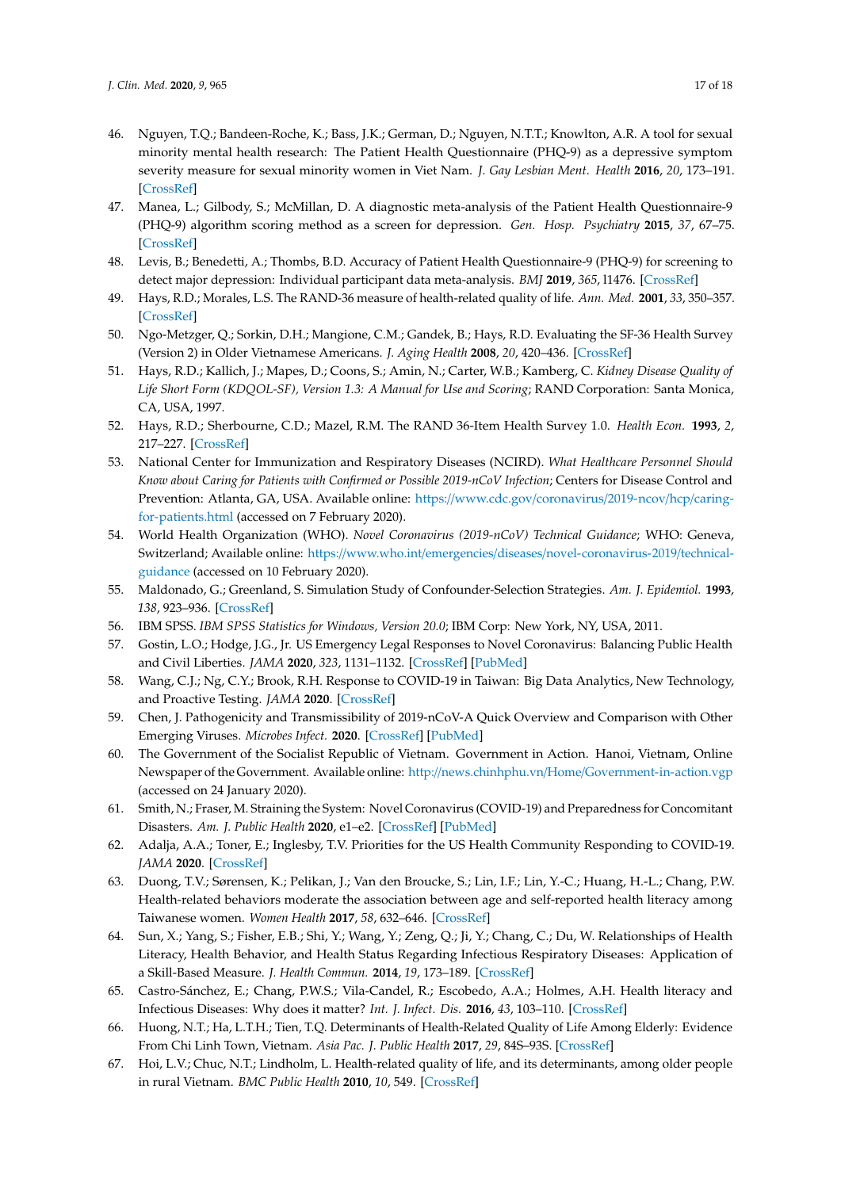46. Nguyen, T.Q.; Bandeen-Roche, K.; Bass, J.K.; German, D.; Nguyen, N.T.T.; Knowlton, A.R. A tool for sexual minority mental health research: The Patient Health Questionnaire (PHQ-9) as a depressive symptom severity measure for sexual minority women in Viet Nam. *J. Gay Lesbian Ment. Health* **2016**, *20*, 173–191. [CrossRef]
47. Manea, L.; Gilbody, S.; McMillan, D. A diagnostic meta-analysis of the Patient Health Questionnaire-9 (PHQ-9) algorithm scoring method as a screen for depression. *Gen. Hosp. Psychiatry* **2015**, *37*, 67–75. [CrossRef]
48. Levis, B.; Benedetti, A.; Thombs, B.D. Accuracy of Patient Health Questionnaire-9 (PHQ-9) for screening to detect major depression: Individual participant data meta-analysis. *BMJ* **2019**, *365*, l1476. [CrossRef]
49. Hays, R.D.; Morales, L.S. The RAND-36 measure of health-related quality of life. *Ann. Med.* **2001**, *33*, 350–357. [CrossRef]
50. Ngo-Metzger, Q.; Sorkin, D.H.; Mangione, C.M.; Gandek, B.; Hays, R.D. Evaluating the SF-36 Health Survey (Version 2) in Older Vietnamese Americans. *J. Aging Health* **2008**, *20*, 420–436. [CrossRef]
51. Hays, R.D.; Kallich, J.; Mapes, D.; Coons, S.; Amin, N.; Carter, W.B.; Kamberg, C. *Kidney Disease Quality of Life Short Form (KDQOL-SF), Version 1.3: A Manual for Use and Scoring*; RAND Corporation: Santa Monica, CA, USA, 1997.
52. Hays, R.D.; Sherbourne, C.D.; Mazel, R.M. The RAND 36-Item Health Survey 1.0. *Health Econ.* **1993**, *2*, 217–227. [CrossRef]
53. National Center for Immunization and Respiratory Diseases (NCIRD). *What Healthcare Personnel Should Know about Caring for Patients with Confirmed or Possible 2019-nCoV Infection*; Centers for Disease Control and Prevention: Atlanta, GA, USA. Available online: https://www.cdc.gov/coronavirus/2019-ncov/hcp/caring-for-patients.html (accessed on 7 February 2020).
54. World Health Organization (WHO). *Novel Coronavirus (2019-nCoV) Technical Guidance*; WHO: Geneva, Switzerland; Available online: https://www.who.int/emergencies/diseases/novel-coronavirus-2019/technical-guidance (accessed on 10 February 2020).
55. Maldonado, G.; Greenland, S. Simulation Study of Confounder-Selection Strategies. *Am. J. Epidemiol.* **1993**, *138*, 923–936. [CrossRef]
56. IBM SPSS. *IBM SPSS Statistics for Windows, Version 20.0*; IBM Corp: New York, NY, USA, 2011.
57. Gostin, L.O.; Hodge, J.G., Jr. US Emergency Legal Responses to Novel Coronavirus: Balancing Public Health and Civil Liberties. *JAMA* **2020**, *323*, 1131–1132. [CrossRef] [PubMed]
58. Wang, C.J.; Ng, C.Y.; Brook, R.H. Response to COVID-19 in Taiwan: Big Data Analytics, New Technology, and Proactive Testing. *JAMA* **2020**. [CrossRef]
59. Chen, J. Pathogenicity and Transmissibility of 2019-nCoV-A Quick Overview and Comparison with Other Emerging Viruses. *Microbes Infect.* **2020**. [CrossRef] [PubMed]
60. The Government of the Socialist Republic of Vietnam. Government in Action. Hanoi, Vietnam, Online Newspaper of the Government. Available online: http://news.chinhphu.vn/Home/Government-in-action.vgp (accessed on 24 January 2020).
61. Smith, N.; Fraser, M. Straining the System: Novel Coronavirus (COVID-19) and Preparedness for Concomitant Disasters. *Am. J. Public Health* **2020**, e1–e2. [CrossRef] [PubMed]
62. Adalja, A.A.; Toner, E.; Inglesby, T.V. Priorities for the US Health Community Responding to COVID-19. *JAMA* **2020**. [CrossRef]
63. Duong, T.V.; Sørensen, K.; Pelikan, J.; Van den Broucke, S.; Lin, I.F.; Lin, Y.-C.; Huang, H.-L.; Chang, P.W. Health-related behaviors moderate the association between age and self-reported health literacy among Taiwanese women. *Women Health* **2017**, *58*, 632–646. [CrossRef]
64. Sun, X.; Yang, S.; Fisher, E.B.; Shi, Y.; Wang, Y.; Zeng, Q.; Ji, Y.; Chang, C.; Du, W. Relationships of Health Literacy, Health Behavior, and Health Status Regarding Infectious Respiratory Diseases: Application of a Skill-Based Measure. *J. Health Commun.* **2014**, *19*, 173–189. [CrossRef]
65. Castro-Sánchez, E.; Chang, P.W.S.; Vila-Candel, R.; Escobedo, A.A.; Holmes, A.H. Health literacy and Infectious Diseases: Why does it matter? *Int. J. Infect. Dis.* **2016**, *43*, 103–110. [CrossRef]
66. Huong, N.T.; Ha, L.T.H.; Tien, T.Q. Determinants of Health-Related Quality of Life Among Elderly: Evidence From Chi Linh Town, Vietnam. *Asia Pac. J. Public Health* **2017**, *29*, 84S–93S. [CrossRef]
67. Hoi, L.V.; Chuc, N.T.; Lindholm, L. Health-related quality of life, and its determinants, among older people in rural Vietnam. *BMC Public Health* **2010**, *10*, 549. [CrossRef]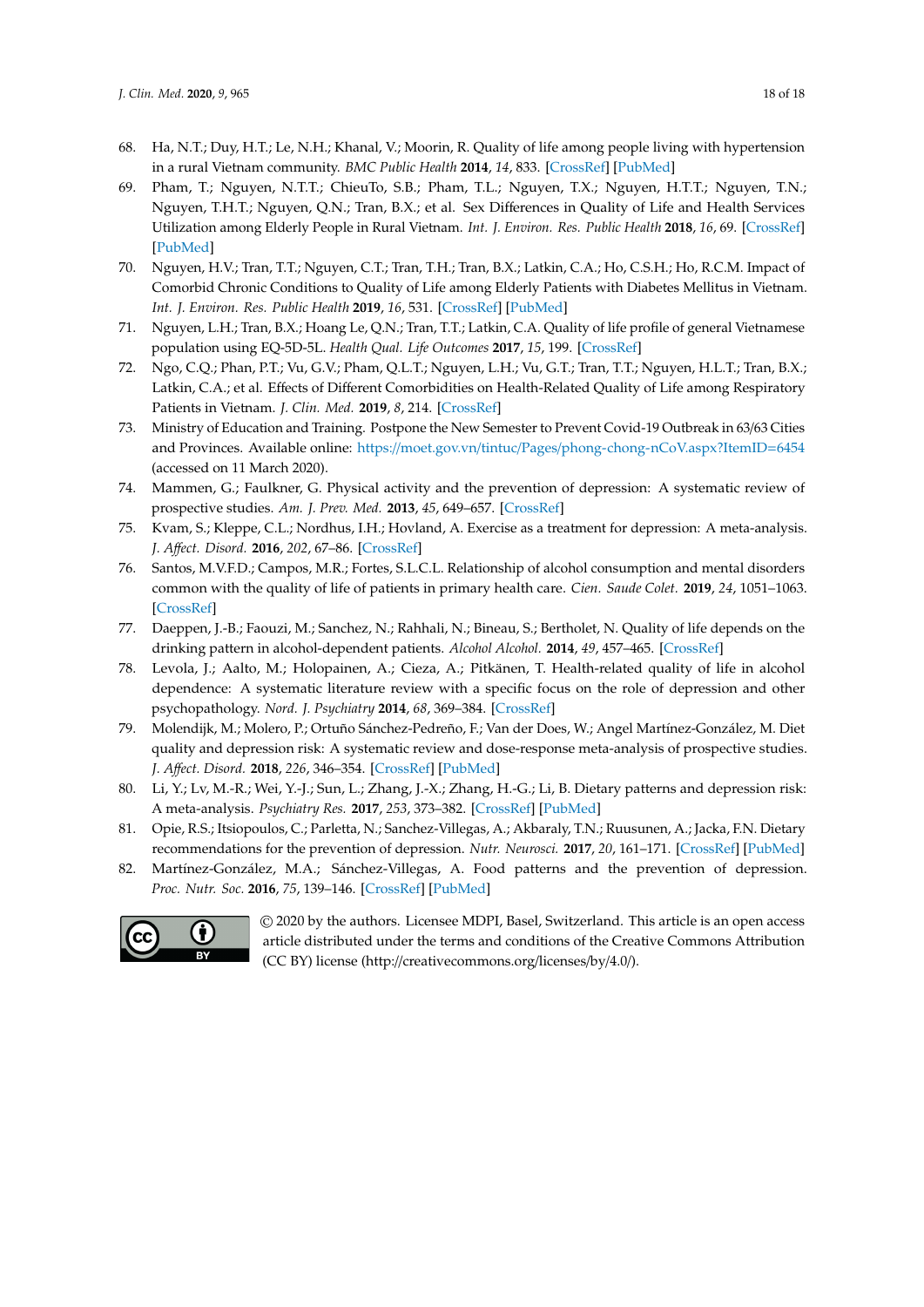68. Ha, N.T.; Duy, H.T.; Le, N.H.; Khanal, V.; Moorin, R. Quality of life among people living with hypertension in a rural Vietnam community. *BMC Public Health* **2014**, *14*, 833. [CrossRef] [PubMed]
69. Pham, T.; Nguyen, N.T.T.; ChieuTo, S.B.; Pham, T.L.; Nguyen, T.X.; Nguyen, H.T.T.; Nguyen, T.N.; Nguyen, T.H.T.; Nguyen, Q.N.; Tran, B.X.; et al. Sex Differences in Quality of Life and Health Services Utilization among Elderly People in Rural Vietnam. *Int. J. Environ. Res. Public Health* **2018**, *16*, 69. [CrossRef] [PubMed]
70. Nguyen, H.V.; Tran, T.T.; Nguyen, C.T.; Tran, T.H.; Tran, B.X.; Latkin, C.A.; Ho, C.S.H.; Ho, R.C.M. Impact of Comorbid Chronic Conditions to Quality of Life among Elderly Patients with Diabetes Mellitus in Vietnam. *Int. J. Environ. Res. Public Health* **2019**, *16*, 531. [CrossRef] [PubMed]
71. Nguyen, L.H.; Tran, B.X.; Hoang Le, Q.N.; Tran, T.T.; Latkin, C.A. Quality of life profile of general Vietnamese population using EQ-5D-5L. *Health Qual. Life Outcomes* **2017**, *15*, 199. [CrossRef]
72. Ngo, C.Q.; Phan, P.T.; Vu, G.V.; Pham, Q.L.T.; Nguyen, L.H.; Vu, G.T.; Tran, T.T.; Nguyen, H.L.T.; Tran, B.X.; Latkin, C.A.; et al. Effects of Different Comorbidities on Health-Related Quality of Life among Respiratory Patients in Vietnam. *J. Clin. Med.* **2019**, *8*, 214. [CrossRef]
73. Ministry of Education and Training. Postpone the New Semester to Prevent Covid-19 Outbreak in 63/63 Cities and Provinces. Available online: https://moet.gov.vn/tintuc/Pages/phong-chong-nCoV.aspx?ItemID=6454 (accessed on 11 March 2020).
74. Mammen, G.; Faulkner, G. Physical activity and the prevention of depression: A systematic review of prospective studies. *Am. J. Prev. Med.* **2013**, *45*, 649–657. [CrossRef]
75. Kvam, S.; Kleppe, C.L.; Nordhus, I.H.; Hovland, A. Exercise as a treatment for depression: A meta-analysis. *J. Affect. Disord.* **2016**, *202*, 67–86. [CrossRef]
76. Santos, M.V.F.D.; Campos, M.R.; Fortes, S.L.C.L. Relationship of alcohol consumption and mental disorders common with the quality of life of patients in primary health care. *Cien. Saude Colet.* **2019**, *24*, 1051–1063. [CrossRef]
77. Daeppen, J.-B.; Faouzi, M.; Sanchez, N.; Rahhali, N.; Bineau, S.; Bertholet, N. Quality of life depends on the drinking pattern in alcohol-dependent patients. *Alcohol Alcohol.* **2014**, *49*, 457–465. [CrossRef]
78. Levola, J.; Aalto, M.; Holopainen, A.; Cieza, A.; Pitkänen, T. Health-related quality of life in alcohol dependence: A systematic literature review with a specific focus on the role of depression and other psychopathology. *Nord. J. Psychiatry* **2014**, *68*, 369–384. [CrossRef]
79. Molendijk, M.; Molero, P.; Ortuño Sánchez-Pedreño, F.; Van der Does, W.; Angel Martínez-González, M. Diet quality and depression risk: A systematic review and dose-response meta-analysis of prospective studies. *J. Affect. Disord.* **2018**, *226*, 346–354. [CrossRef] [PubMed]
80. Li, Y.; Lv, M.-R.; Wei, Y.-J.; Sun, L.; Zhang, J.-X.; Zhang, H.-G.; Li, B. Dietary patterns and depression risk: A meta-analysis. *Psychiatry Res.* **2017**, *253*, 373–382. [CrossRef] [PubMed]
81. Opie, R.S.; Itsiopoulos, C.; Parletta, N.; Sanchez-Villegas, A.; Akbaraly, T.N.; Ruusunen, A.; Jacka, F.N. Dietary recommendations for the prevention of depression. *Nutr. Neurosci.* **2017**, *20*, 161–171. [CrossRef] [PubMed]
82. Martínez-González, M.A.; Sánchez-Villegas, A. Food patterns and the prevention of depression. *Proc. Nutr. Soc.* **2016**, *75*, 139–146. [CrossRef] [PubMed]

© 2020 by the authors. Licensee MDPI, Basel, Switzerland. This article is an open access article distributed under the terms and conditions of the Creative Commons Attribution (CC BY) license (http://creativecommons.org/licenses/by/4.0/).